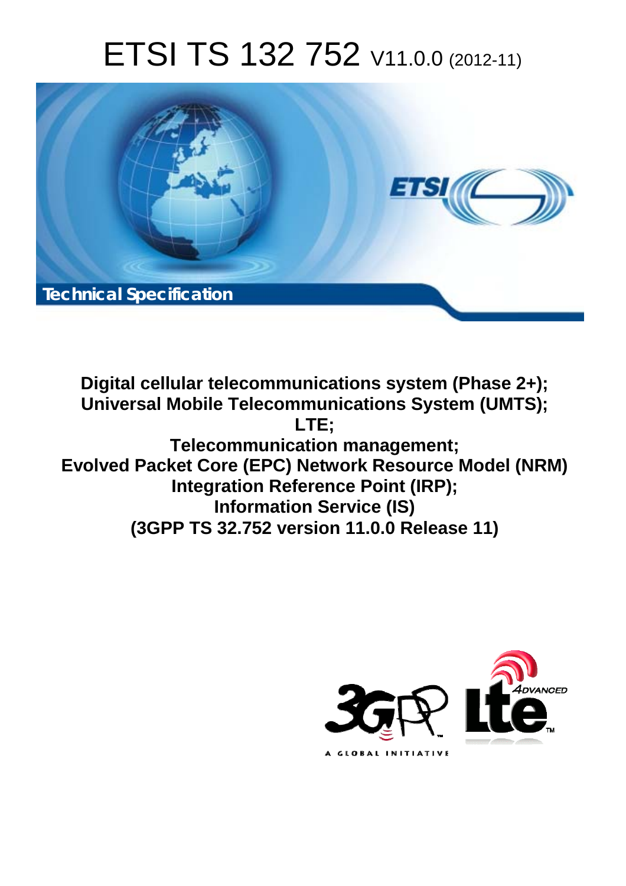# ETSI TS 132 752 V11.0.0 (2012-11)

Technical Specification

**Digital cellular telecommunications system (Phase 2+);**
**Universal Mobile Telecommunications System (UMTS);**
**LTE;**
**Telecommunication management;**
**Evolved Packet Core (EPC) Network Resource Model (NRM)**
**Integration Reference Point (IRP);**
**Information Service (IS)**
**(3GPP TS 32.752 version 11.0.0 Release 11)**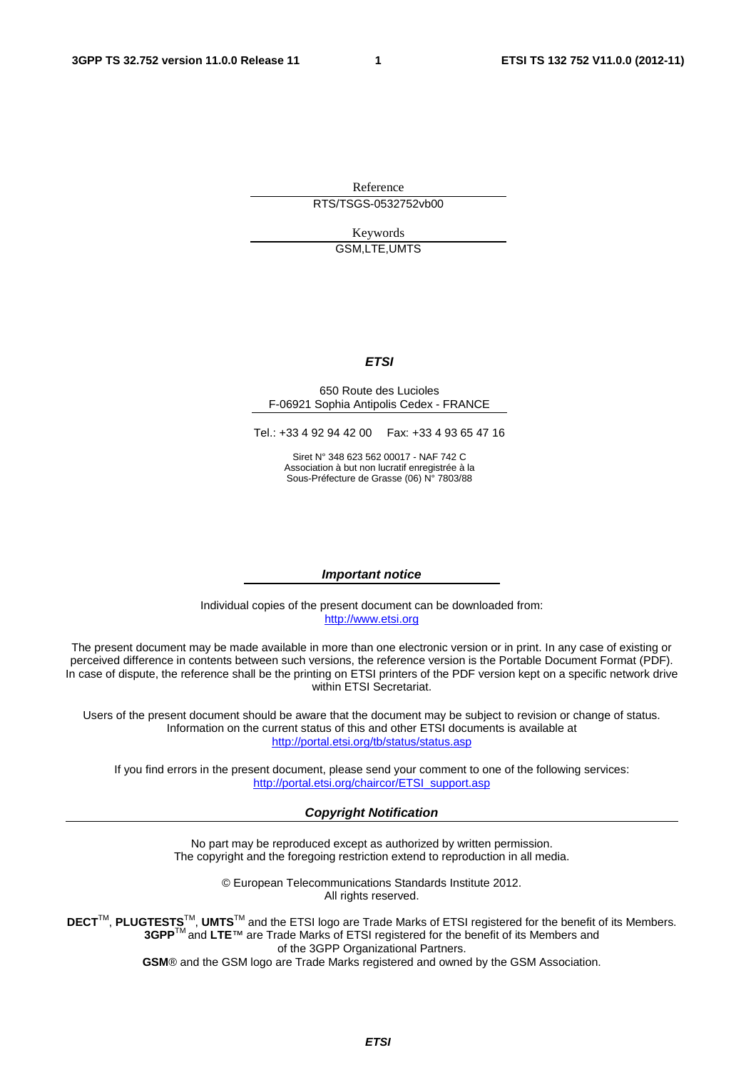Reference

RTS/TSGS-0532752vb00

Keywords

GSM,LTE,UMTS

***ETSI***

650 Route des Lucioles
F-06921 Sophia Antipolis Cedex - FRANCE

Tel.: +33 4 92 94 42 00 Fax: +33 4 93 65 47 16

Siret N° 348 623 562 00017 - NAF 742 C
Association à but non lucratif enregistrée à la
Sous-Préfecture de Grasse (06) N° 7803/88

***Important notice***

Individual copies of the present document can be downloaded from:
http://www.etsi.org

The present document may be made available in more than one electronic version or in print. In any case of existing or perceived difference in contents between such versions, the reference version is the Portable Document Format (PDF). In case of dispute, the reference shall be the printing on ETSI printers of the PDF version kept on a specific network drive within ETSI Secretariat.

Users of the present document should be aware that the document may be subject to revision or change of status. Information on the current status of this and other ETSI documents is available at
http://portal.etsi.org/tb/status/status.asp

If you find errors in the present document, please send your comment to one of the following services:
http://portal.etsi.org/chaircor/ETSI_support.asp

***Copyright Notification***

No part may be reproduced except as authorized by written permission.
The copyright and the foregoing restriction extend to reproduction in all media.

© European Telecommunications Standards Institute 2012.
All rights reserved.

**DECT**™, **PLUGTESTS**™, **UMTS**™ and the ETSI logo are Trade Marks of ETSI registered for the benefit of its Members.
**3GPP**™ and **LTE**™ are Trade Marks of ETSI registered for the benefit of its Members and of the 3GPP Organizational Partners.
**GSM**® and the GSM logo are Trade Marks registered and owned by the GSM Association.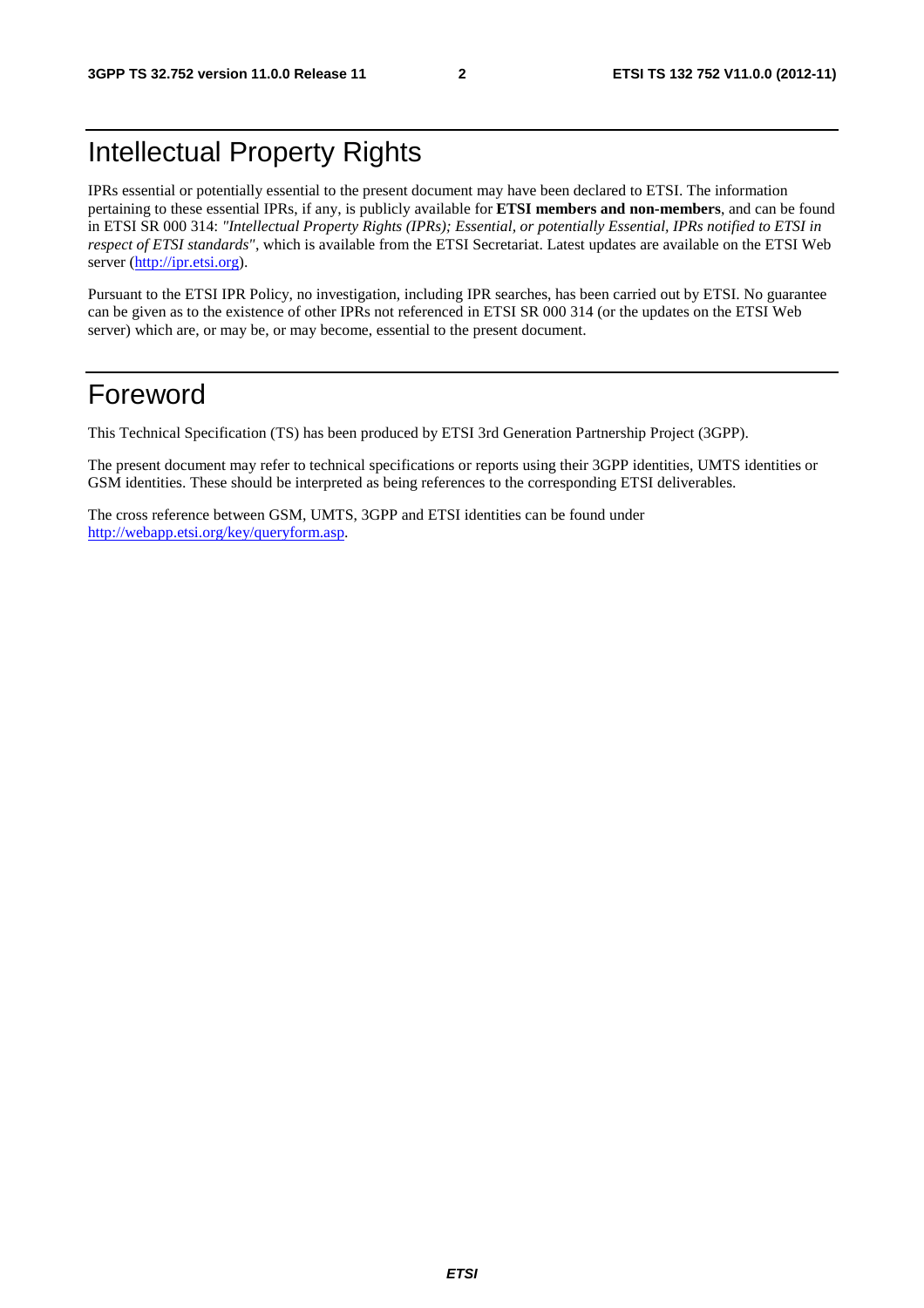# Intellectual Property Rights

IPRs essential or potentially essential to the present document may have been declared to ETSI. The information pertaining to these essential IPRs, if any, is publicly available for **ETSI members and non-members**, and can be found in ETSI SR 000 314: *"Intellectual Property Rights (IPRs); Essential, or potentially Essential, IPRs notified to ETSI in respect of ETSI standards"*, which is available from the ETSI Secretariat. Latest updates are available on the ETSI Web server (http://ipr.etsi.org).

Pursuant to the ETSI IPR Policy, no investigation, including IPR searches, has been carried out by ETSI. No guarantee can be given as to the existence of other IPRs not referenced in ETSI SR 000 314 (or the updates on the ETSI Web server) which are, or may be, or may become, essential to the present document.

# Foreword

This Technical Specification (TS) has been produced by ETSI 3rd Generation Partnership Project (3GPP).

The present document may refer to technical specifications or reports using their 3GPP identities, UMTS identities or GSM identities. These should be interpreted as being references to the corresponding ETSI deliverables.

The cross reference between GSM, UMTS, 3GPP and ETSI identities can be found under http://webapp.etsi.org/key/queryform.asp.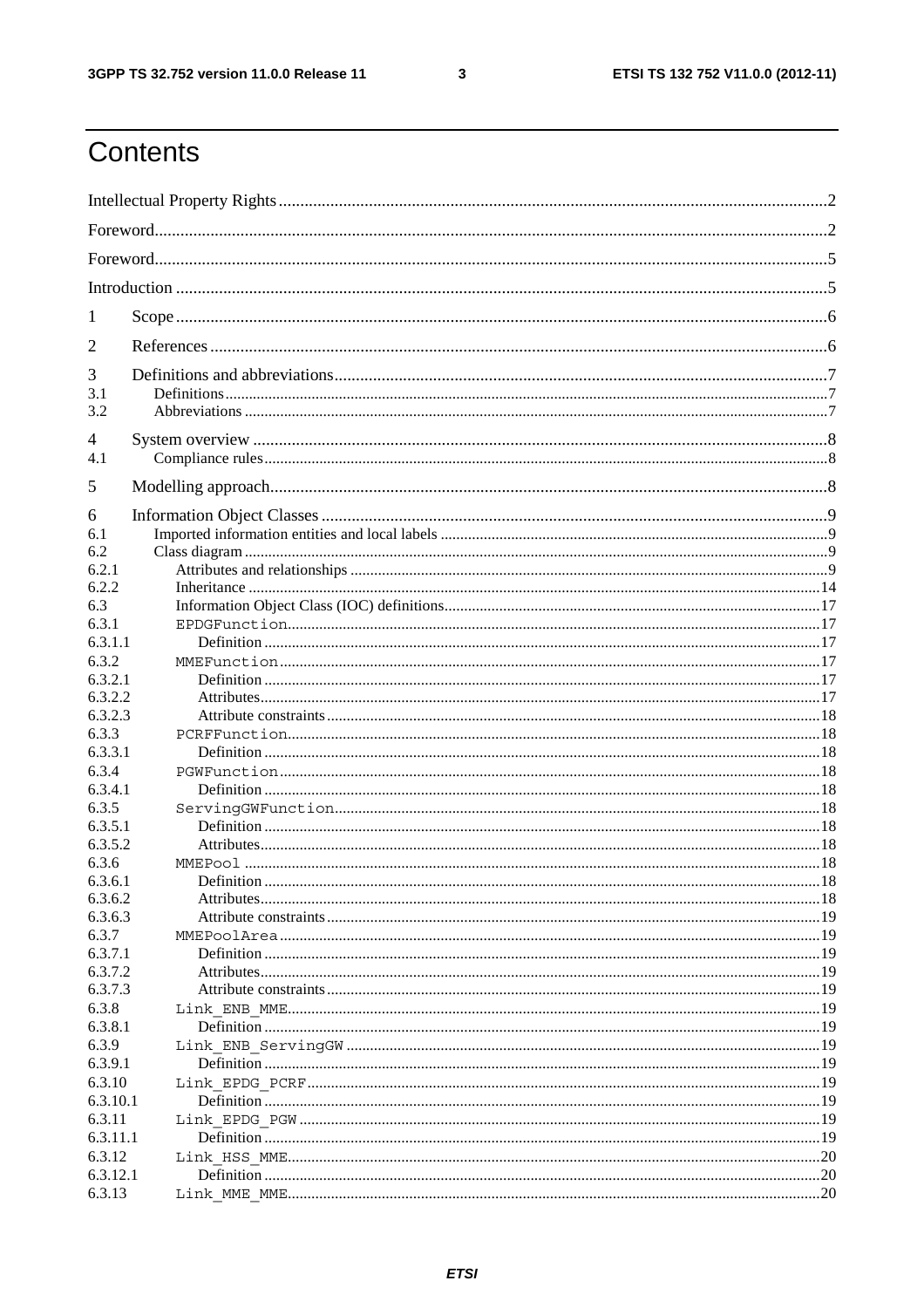# Contents

Intellectual Property Rights ..... 2
Foreword ..... 2
Foreword ..... 5
Introduction ..... 5
1 Scope ..... 6
2 References ..... 6
3 Definitions and abbreviations ..... 7
3.1 Definitions ..... 7
3.2 Abbreviations ..... 7
4 System overview ..... 8
4.1 Compliance rules ..... 8
5 Modelling approach ..... 8
6 Information Object Classes ..... 9
6.1 Imported information entities and local labels ..... 9
6.2 Class diagram ..... 9
6.2.1 Attributes and relationships ..... 9
6.2.2 Inheritance ..... 14
6.3 Information Object Class (IOC) definitions ..... 17
6.3.1 EPDGFunction ..... 17
6.3.1.1 Definition ..... 17
6.3.2 MMEFunction ..... 17
6.3.2.1 Definition ..... 17
6.3.2.2 Attributes ..... 17
6.3.2.3 Attribute constraints ..... 18
6.3.3 PCRFFunction ..... 18
6.3.3.1 Definition ..... 18
6.3.4 PGWFunction ..... 18
6.3.4.1 Definition ..... 18
6.3.5 ServingGWFunction ..... 18
6.3.5.1 Definition ..... 18
6.3.5.2 Attributes ..... 18
6.3.6 MMEPool ..... 18
6.3.6.1 Definition ..... 18
6.3.6.2 Attributes ..... 18
6.3.6.3 Attribute constraints ..... 19
6.3.7 MMEPoolArea ..... 19
6.3.7.1 Definition ..... 19
6.3.7.2 Attributes ..... 19
6.3.7.3 Attribute constraints ..... 19
6.3.8 Link_ENB_MME ..... 19
6.3.8.1 Definition ..... 19
6.3.9 Link_ENB_ServingGW ..... 19
6.3.9.1 Definition ..... 19
6.3.10 Link_EPDG_PCRF ..... 19
6.3.10.1 Definition ..... 19
6.3.11 Link_EPDG_PGW ..... 19
6.3.11.1 Definition ..... 19
6.3.12 Link_HSS_MME ..... 20
6.3.12.1 Definition ..... 20
6.3.13 Link_MME_MME ..... 20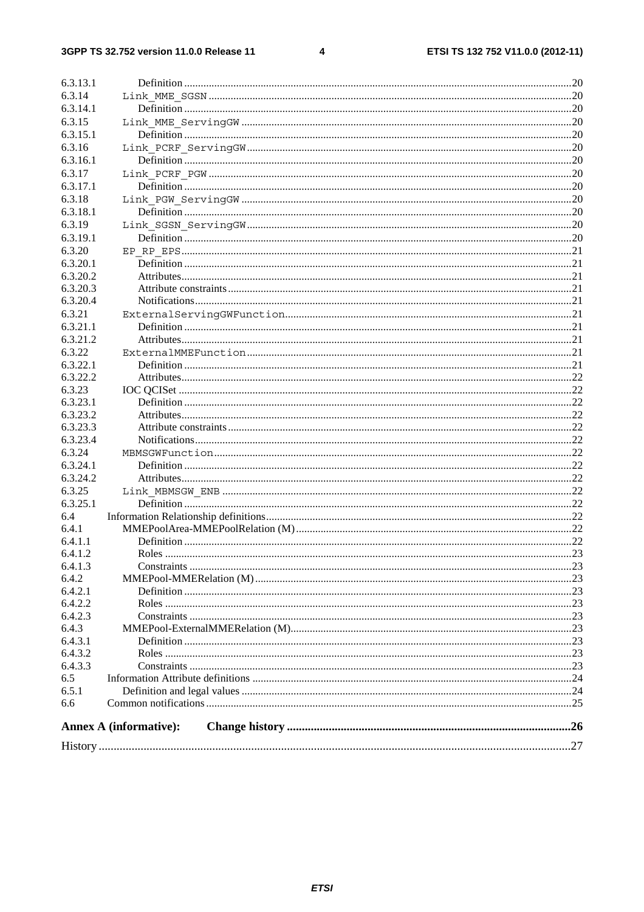6.3.13.1 Definition ..........20
6.3.14 Link_MME_SGSN ..........20
6.3.14.1 Definition ..........20
6.3.15 Link_MME_ServingGW ..........20
6.3.15.1 Definition ..........20
6.3.16 Link_PCRF_ServingGW ..........20
6.3.16.1 Definition ..........20
6.3.17 Link_PCRF_PGW ..........20
6.3.17.1 Definition ..........20
6.3.18 Link_PGW_ServingGW ..........20
6.3.18.1 Definition ..........20
6.3.19 Link_SGSN_ServingGW ..........20
6.3.19.1 Definition ..........20
6.3.20 EP_RP_EPS ..........21
6.3.20.1 Definition ..........21
6.3.20.2 Attributes ..........21
6.3.20.3 Attribute constraints ..........21
6.3.20.4 Notifications ..........21
6.3.21 ExternalServingGWFunction ..........21
6.3.21.1 Definition ..........21
6.3.21.2 Attributes ..........21
6.3.22 ExternalMMEFunction ..........21
6.3.22.1 Definition ..........21
6.3.22.2 Attributes ..........22
6.3.23 IOC QCISet ..........22
6.3.23.1 Definition ..........22
6.3.23.2 Attributes ..........22
6.3.23.3 Attribute constraints ..........22
6.3.23.4 Notifications ..........22
6.3.24 MBMSGWFunction ..........22
6.3.24.1 Definition ..........22
6.3.24.2 Attributes ..........22
6.3.25 Link_MBMSGW_ENB ..........22
6.3.25.1 Definition ..........22
6.4 Information Relationship definitions ..........22
6.4.1 MMEPoolArea-MMEPoolRelation (M) ..........22
6.4.1.1 Definition ..........22
6.4.1.2 Roles ..........23
6.4.1.3 Constraints ..........23
6.4.2 MMEPool-MMERelation (M) ..........23
6.4.2.1 Definition ..........23
6.4.2.2 Roles ..........23
6.4.2.3 Constraints ..........23
6.4.3 MMEPool-ExternalMMERelation (M) ..........23
6.4.3.1 Definition ..........23
6.4.3.2 Roles ..........23
6.4.3.3 Constraints ..........23
6.5 Information Attribute definitions ..........24
6.5.1 Definition and legal values ..........24
6.6 Common notifications ..........25

**Annex A (informative): Change history ..........26**

History ..........27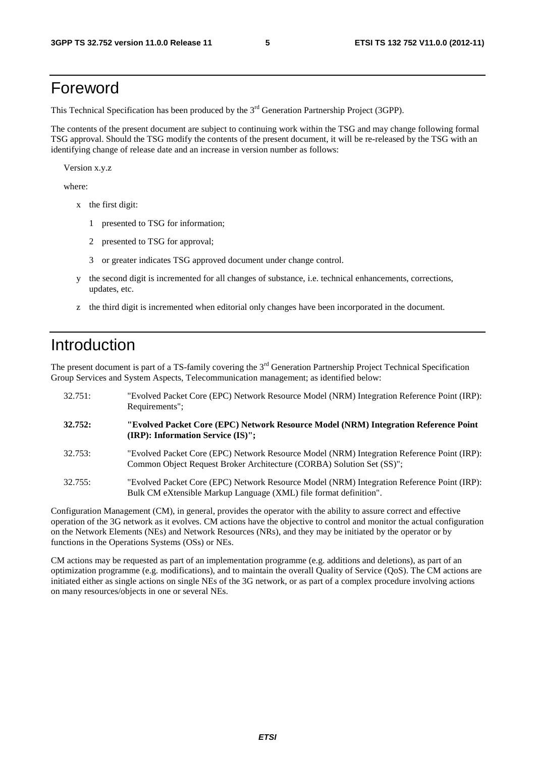# Foreword

This Technical Specification has been produced by the 3rd Generation Partnership Project (3GPP).

The contents of the present document are subject to continuing work within the TSG and may change following formal TSG approval. Should the TSG modify the contents of the present document, it will be re-released by the TSG with an identifying change of release date and an increase in version number as follows:

Version x.y.z

where:

- x the first digit:
  - 1 presented to TSG for information;
  - 2 presented to TSG for approval;
  - 3 or greater indicates TSG approved document under change control.
- y the second digit is incremented for all changes of substance, i.e. technical enhancements, corrections, updates, etc.
- z the third digit is incremented when editorial only changes have been incorporated in the document.

# Introduction

The present document is part of a TS-family covering the 3rd Generation Partnership Project Technical Specification Group Services and System Aspects, Telecommunication management; as identified below:

| | |
|---|---|
| 32.751: | "Evolved Packet Core (EPC) Network Resource Model (NRM) Integration Reference Point (IRP): Requirements"; |
| **32.752:** | **"Evolved Packet Core (EPC) Network Resource Model (NRM) Integration Reference Point (IRP): Information Service (IS)";** |
| 32.753: | "Evolved Packet Core (EPC) Network Resource Model (NRM) Integration Reference Point (IRP): Common Object Request Broker Architecture (CORBA) Solution Set (SS)"; |
| 32.755: | "Evolved Packet Core (EPC) Network Resource Model (NRM) Integration Reference Point (IRP): Bulk CM eXtensible Markup Language (XML) file format definition". |

Configuration Management (CM), in general, provides the operator with the ability to assure correct and effective operation of the 3G network as it evolves. CM actions have the objective to control and monitor the actual configuration on the Network Elements (NEs) and Network Resources (NRs), and they may be initiated by the operator or by functions in the Operations Systems (OSs) or NEs.

CM actions may be requested as part of an implementation programme (e.g. additions and deletions), as part of an optimization programme (e.g. modifications), and to maintain the overall Quality of Service (QoS). The CM actions are initiated either as single actions on single NEs of the 3G network, or as part of a complex procedure involving actions on many resources/objects in one or several NEs.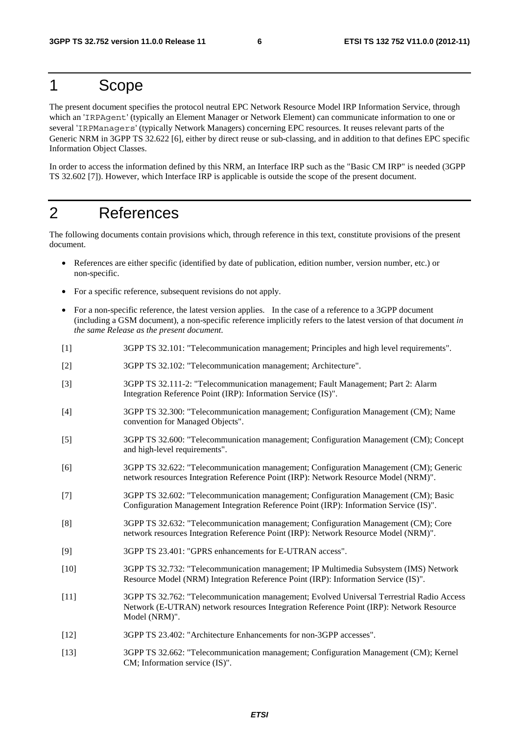# 1 Scope

The present document specifies the protocol neutral EPC Network Resource Model IRP Information Service, through which an 'IRPAgent' (typically an Element Manager or Network Element) can communicate information to one or several 'IRPManagers' (typically Network Managers) concerning EPC resources. It reuses relevant parts of the Generic NRM in 3GPP TS 32.622 [6], either by direct reuse or sub-classing, and in addition to that defines EPC specific Information Object Classes.

In order to access the information defined by this NRM, an Interface IRP such as the "Basic CM IRP" is needed (3GPP TS 32.602 [7]). However, which Interface IRP is applicable is outside the scope of the present document.

# 2 References

The following documents contain provisions which, through reference in this text, constitute provisions of the present document.

- References are either specific (identified by date of publication, edition number, version number, etc.) or non-specific.
- For a specific reference, subsequent revisions do not apply.
- For a non-specific reference, the latest version applies. In the case of a reference to a 3GPP document (including a GSM document), a non-specific reference implicitly refers to the latest version of that document *in the same Release as the present document*.

[1] 3GPP TS 32.101: "Telecommunication management; Principles and high level requirements".

[2] 3GPP TS 32.102: "Telecommunication management; Architecture".

[3] 3GPP TS 32.111-2: "Telecommunication management; Fault Management; Part 2: Alarm Integration Reference Point (IRP): Information Service (IS)".

[4] 3GPP TS 32.300: "Telecommunication management; Configuration Management (CM); Name convention for Managed Objects".

[5] 3GPP TS 32.600: "Telecommunication management; Configuration Management (CM); Concept and high-level requirements".

[6] 3GPP TS 32.622: "Telecommunication management; Configuration Management (CM); Generic network resources Integration Reference Point (IRP): Network Resource Model (NRM)".

[7] 3GPP TS 32.602: "Telecommunication management; Configuration Management (CM); Basic Configuration Management Integration Reference Point (IRP): Information Service (IS)".

[8] 3GPP TS 32.632: "Telecommunication management; Configuration Management (CM); Core network resources Integration Reference Point (IRP): Network Resource Model (NRM)".

[9] 3GPP TS 23.401: "GPRS enhancements for E-UTRAN access".

[10] 3GPP TS 32.732: "Telecommunication management; IP Multimedia Subsystem (IMS) Network Resource Model (NRM) Integration Reference Point (IRP): Information Service (IS)".

[11] 3GPP TS 32.762: "Telecommunication management; Evolved Universal Terrestrial Radio Access Network (E-UTRAN) network resources Integration Reference Point (IRP): Network Resource Model (NRM)".

[12] 3GPP TS 23.402: "Architecture Enhancements for non-3GPP accesses".

[13] 3GPP TS 32.662: "Telecommunication management; Configuration Management (CM); Kernel CM; Information service (IS)".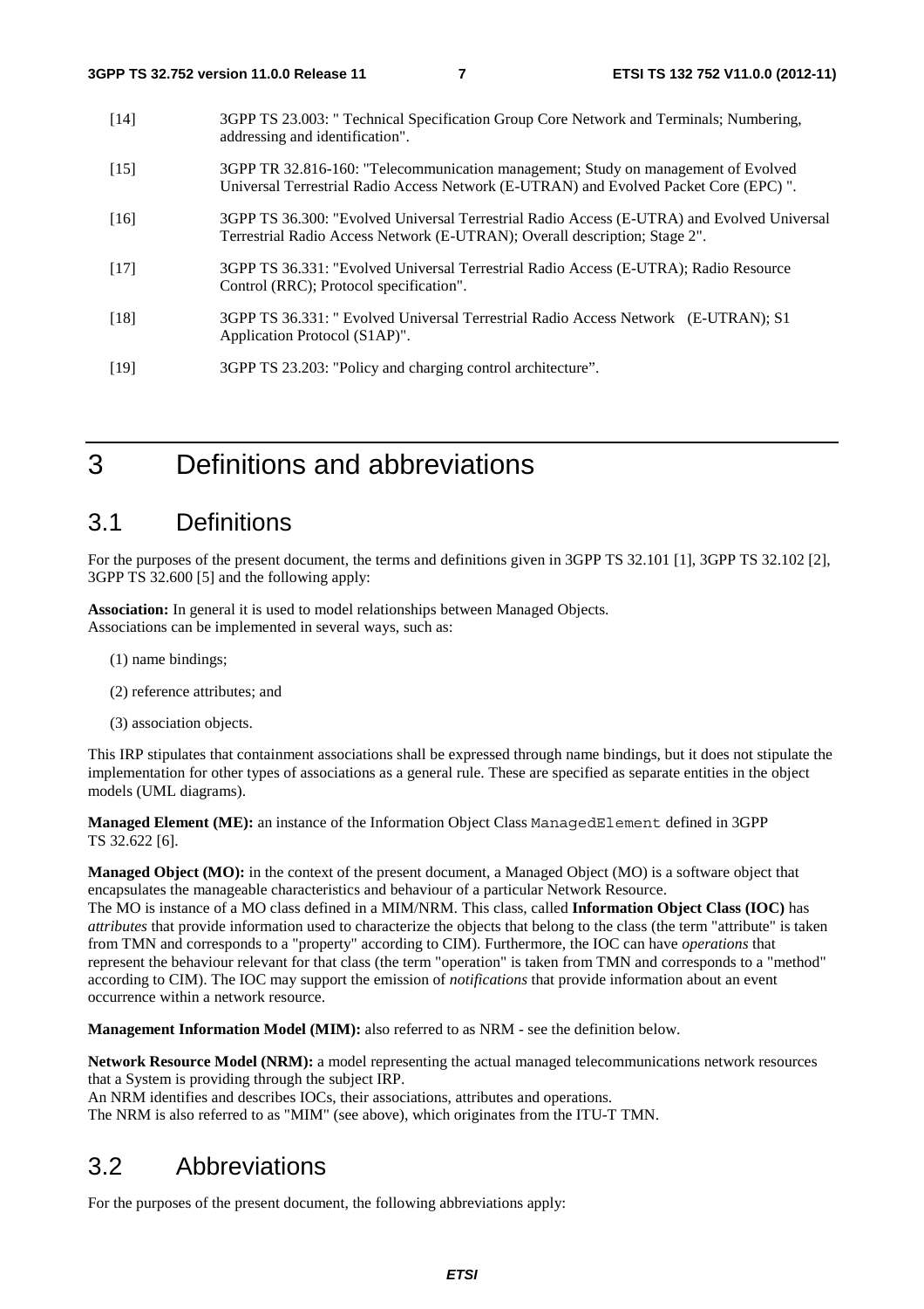[14] 3GPP TS 23.003: " Technical Specification Group Core Network and Terminals; Numbering, addressing and identification".

[15] 3GPP TR 32.816-160: "Telecommunication management; Study on management of Evolved Universal Terrestrial Radio Access Network (E-UTRAN) and Evolved Packet Core (EPC) ".

[16] 3GPP TS 36.300: "Evolved Universal Terrestrial Radio Access (E-UTRA) and Evolved Universal Terrestrial Radio Access Network (E-UTRAN); Overall description; Stage 2".

[17] 3GPP TS 36.331: "Evolved Universal Terrestrial Radio Access (E-UTRA); Radio Resource Control (RRC); Protocol specification".

[18] 3GPP TS 36.331: " Evolved Universal Terrestrial Radio Access Network (E-UTRAN); S1 Application Protocol (S1AP)".

[19] 3GPP TS 23.203: "Policy and charging control architecture".

# 3 Definitions and abbreviations

## 3.1 Definitions

For the purposes of the present document, the terms and definitions given in 3GPP TS 32.101 [1], 3GPP TS 32.102 [2], 3GPP TS 32.600 [5] and the following apply:

**Association:** In general it is used to model relationships between Managed Objects.
Associations can be implemented in several ways, such as:

(1) name bindings;

(2) reference attributes; and

(3) association objects.

This IRP stipulates that containment associations shall be expressed through name bindings, but it does not stipulate the implementation for other types of associations as a general rule. These are specified as separate entities in the object models (UML diagrams).

**Managed Element (ME):** an instance of the Information Object Class `ManagedElement` defined in 3GPP TS 32.622 [6].

**Managed Object (MO):** in the context of the present document, a Managed Object (MO) is a software object that encapsulates the manageable characteristics and behaviour of a particular Network Resource.
The MO is instance of a MO class defined in a MIM/NRM. This class, called **Information Object Class (IOC)** has *attributes* that provide information used to characterize the objects that belong to the class (the term "attribute" is taken from TMN and corresponds to a "property" according to CIM). Furthermore, the IOC can have *operations* that represent the behaviour relevant for that class (the term "operation" is taken from TMN and corresponds to a "method" according to CIM). The IOC may support the emission of *notifications* that provide information about an event occurrence within a network resource.

**Management Information Model (MIM):** also referred to as NRM - see the definition below.

**Network Resource Model (NRM):** a model representing the actual managed telecommunications network resources that a System is providing through the subject IRP.
An NRM identifies and describes IOCs, their associations, attributes and operations.
The NRM is also referred to as "MIM" (see above), which originates from the ITU-T TMN.

## 3.2 Abbreviations

For the purposes of the present document, the following abbreviations apply: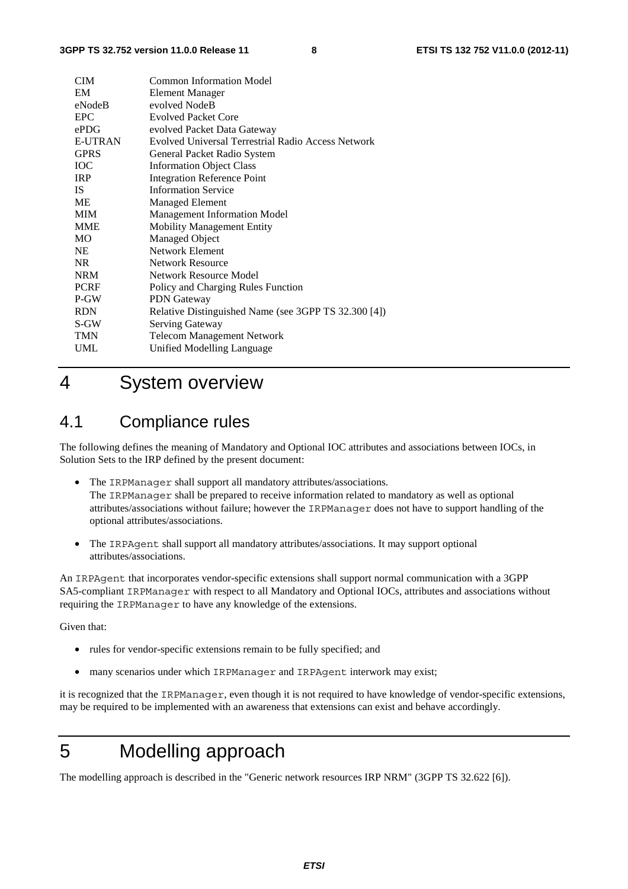| | |
|---|---|
| CIM | Common Information Model |
| EM | Element Manager |
| eNodeB | evolved NodeB |
| EPC | Evolved Packet Core |
| ePDG | evolved Packet Data Gateway |
| E-UTRAN | Evolved Universal Terrestrial Radio Access Network |
| GPRS | General Packet Radio System |
| IOC | Information Object Class |
| IRP | Integration Reference Point |
| IS | Information Service |
| ME | Managed Element |
| MIM | Management Information Model |
| MME | Mobility Management Entity |
| MO | Managed Object |
| NE | Network Element |
| NR | Network Resource |
| NRM | Network Resource Model |
| PCRF | Policy and Charging Rules Function |
| P-GW | PDN Gateway |
| RDN | Relative Distinguished Name (see 3GPP TS 32.300 [4]) |
| S-GW | Serving Gateway |
| TMN | Telecom Management Network |
| UML | Unified Modelling Language |

# 4 System overview

## 4.1 Compliance rules

The following defines the meaning of Mandatory and Optional IOC attributes and associations between IOCs, in Solution Sets to the IRP defined by the present document:

- The `IRPManager` shall support all mandatory attributes/associations.
  The `IRPManager` shall be prepared to receive information related to mandatory as well as optional attributes/associations without failure; however the `IRPManager` does not have to support handling of the optional attributes/associations.

- The `IRPAgent` shall support all mandatory attributes/associations. It may support optional attributes/associations.

An `IRPAgent` that incorporates vendor-specific extensions shall support normal communication with a 3GPP SA5-compliant `IRPManager` with respect to all Mandatory and Optional IOCs, attributes and associations without requiring the `IRPManager` to have any knowledge of the extensions.

Given that:

- rules for vendor-specific extensions remain to be fully specified; and

- many scenarios under which `IRPManager` and `IRPAgent` interwork may exist;

it is recognized that the `IRPManager`, even though it is not required to have knowledge of vendor-specific extensions, may be required to be implemented with an awareness that extensions can exist and behave accordingly.

# 5 Modelling approach

The modelling approach is described in the "Generic network resources IRP NRM" (3GPP TS 32.622 [6]).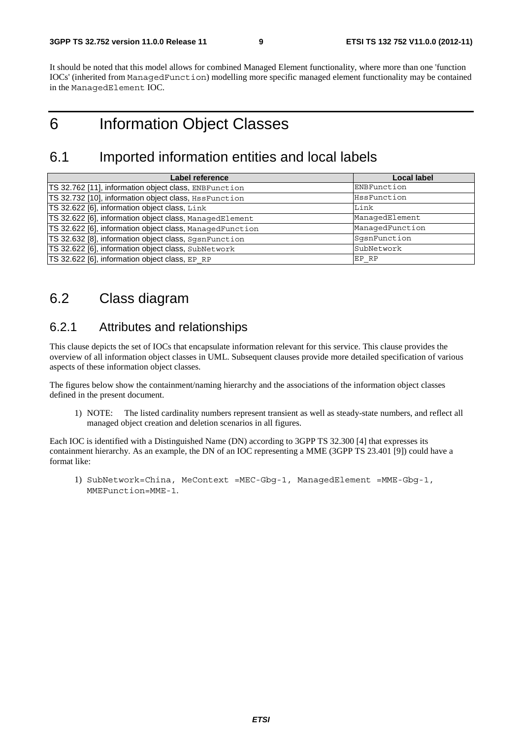It should be noted that this model allows for combined Managed Element functionality, where more than one 'function IOCs' (inherited from ManagedFunction) modelling more specific managed element functionality may be contained in the ManagedElement IOC.

# 6 Information Object Classes

## 6.1 Imported information entities and local labels

| Label reference | Local label |
|---|---|
| TS 32.762 [11], information object class, ENBFunction | ENBFunction |
| TS 32.732 [10], information object class, HssFunction | HssFunction |
| TS 32.622 [6], information object class, Link | Link |
| TS 32.622 [6], information object class, ManagedElement | ManagedElement |
| TS 32.622 [6], information object class, ManagedFunction | ManagedFunction |
| TS 32.632 [8], information object class, SgsnFunction | SgsnFunction |
| TS 32.622 [6], information object class, SubNetwork | SubNetwork |
| TS 32.622 [6], information object class, EP_RP | EP_RP |

## 6.2 Class diagram

### 6.2.1 Attributes and relationships

This clause depicts the set of IOCs that encapsulate information relevant for this service. This clause provides the overview of all information object classes in UML. Subsequent clauses provide more detailed specification of various aspects of these information object classes.

The figures below show the containment/naming hierarchy and the associations of the information object classes defined in the present document.

1) NOTE: The listed cardinality numbers represent transient as well as steady-state numbers, and reflect all managed object creation and deletion scenarios in all figures.

Each IOC is identified with a Distinguished Name (DN) according to 3GPP TS 32.300 [4] that expresses its containment hierarchy. As an example, the DN of an IOC representing a MME (3GPP TS 23.401 [9]) could have a format like:

1) SubNetwork=China, MeContext =MEC-Gbg-1, ManagedElement =MME-Gbg-1, MMEFunction=MME-1.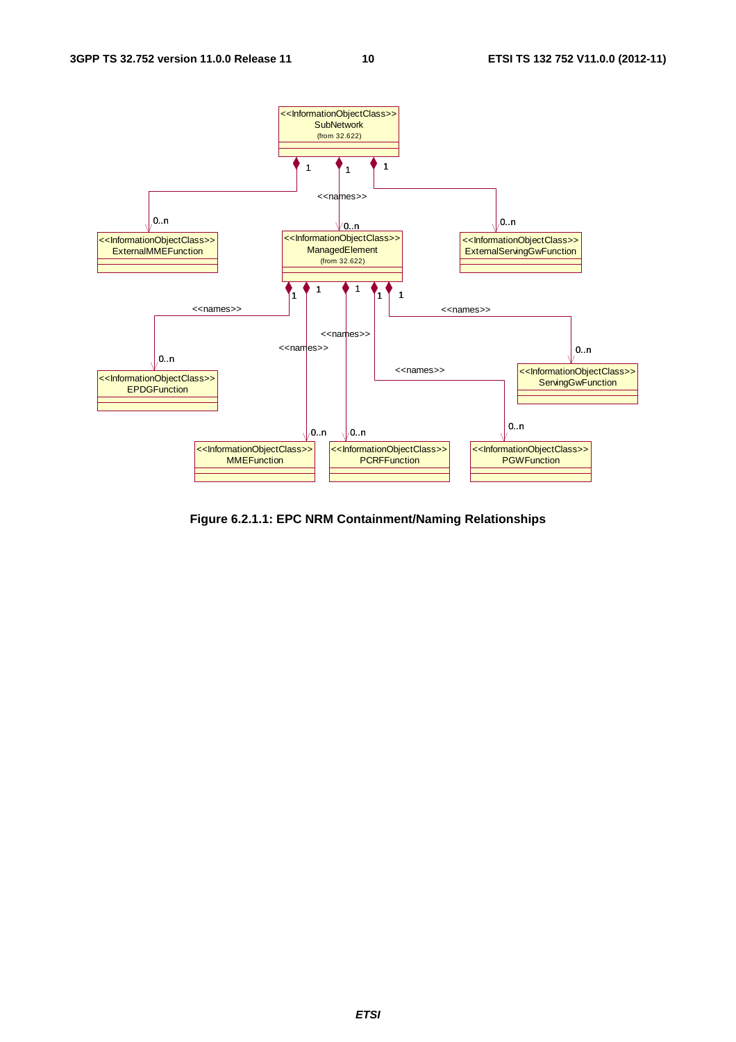<<InformationObjectClass>>
SubNetwork
(from 32.622)

1
1
1

<<names>>

0..n
0..n
0..n

<<InformationObjectClass>>
ExternalMMEFunction

<<InformationObjectClass>>
ManagedElement
(from 32.622)

<<InformationObjectClass>>
ExternalServingGwFunction

1
1
1
1
1

<<names>>
<<names>>
<<names>>
<<names>>
<<names>>

0..n
<<InformationObjectClass>>
EPDGFunction

0..n
<<InformationObjectClass>>
ServingGwFunction

0..n
<<InformationObjectClass>>
MMEFunction

0..n
<<InformationObjectClass>>
PCRFFunction

0..n
<<InformationObjectClass>>
PGWFunction

**Figure 6.2.1.1: EPC NRM Containment/Naming Relationships**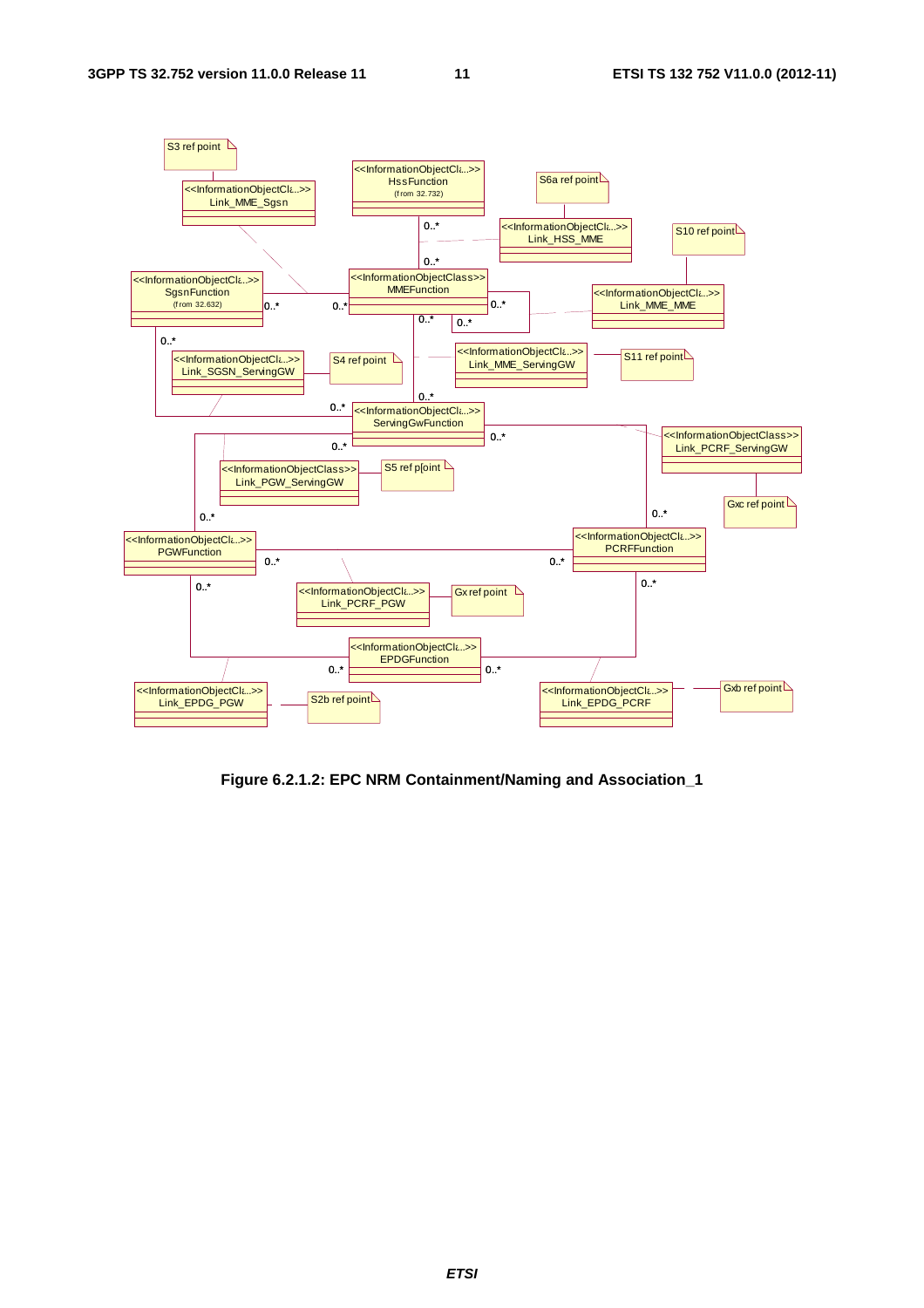S3 ref point

<<InformationObjectCl...>>
Link_MME_Sgsn

<<InformationObjectCl...>>
HssFunction
(from 32.732)

S6a ref point

<<InformationObjectCl...>>
Link_HSS_MME

S10 ref point

<<InformationObjectCl...>>
SgsnFunction
(from 32.632)

<<InformationObjectClass>>
MMEFunction

<<InformationObjectCl...>>
Link_MME_MME

<<InformationObjectCl...>>
Link_SGSN_ServingGW

S4 ref point

<<InformationObjectCl...>>
Link_MME_ServingGW

S11 ref point

<<InformationObjectCl...>>
ServingGwFunction

<<InformationObjectClass>>
Link_PCRF_ServingGW

Gxc ref point

<<InformationObjectClass>>
Link_PGW_ServingGW

S5 ref p[oint

<<InformationObjectCl...>>
PGWFunction

<<InformationObjectCl...>>
PCRFFunction

<<InformationObjectCl...>>
Link_PCRF_PGW

Gx ref point

<<InformationObjectCl...>>
EPDGFunction

<<InformationObjectCl...>>
Link_EPDG_PGW

S2b ref point

<<InformationObjectCl...>>
Link_EPDG_PCRF

Gxb ref point

0..*

**Figure 6.2.1.2: EPC NRM Containment/Naming and Association_1**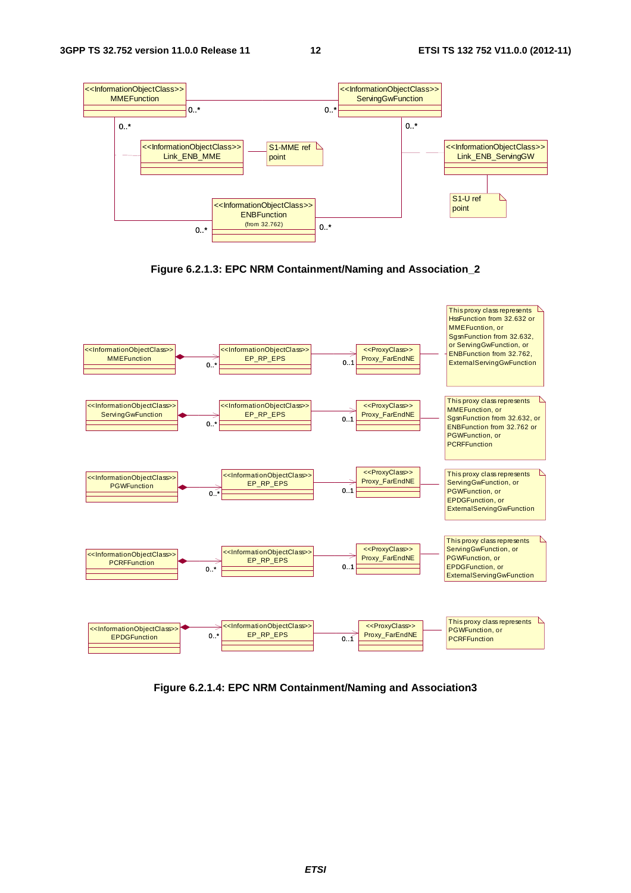<<InformationObjectClass>>
MMEFunction

<<InformationObjectClass>>
ServingGwFunction

0..*

0..*

0..*

0..*

<<InformationObjectClass>>
Link_ENB_MME

S1-MME ref point

<<InformationObjectClass>>
Link_ENB_ServingGW

S1-U ref point

<<InformationObjectClass>>
ENBFunction
(from 32.762)

0..*

0..*

**Figure 6.2.1.3: EPC NRM Containment/Naming and Association_2**

<<InformationObjectClass>>
MMEFunction

0..*

<<InformationObjectClass>>
EP_RP_EPS

0..1

<<ProxyClass>>
Proxy_FarEndNE

This proxy class represents HssFunction from 32.632 or MMEFucntion, or SgsnFunction from 32.632, or ServingGwFunction, or ENBFunction from 32.762, ExternalServingGwFunction

<<InformationObjectClass>>
ServingGwFunction

0..*

<<InformationObjectClass>>
EP_RP_EPS

0..1

<<ProxyClass>>
Proxy_FarEndNE

This proxy class represents MMEFunction, or SgsnFunction from 32.632, or ENBFunction from 32.762 or PGWFunction, or PCRFFunction

<<InformationObjectClass>>
PGWFunction

0..*

<<InformationObjectClass>>
EP_RP_EPS

0..1

<<ProxyClass>>
Proxy_FarEndNE

This proxy class represents ServingGwFunction, or PGWFunction, or EPDGFunction, or ExternalServingGwFunction

<<InformationObjectClass>>
PCRFFunction

0..*

<<InformationObjectClass>>
EP_RP_EPS

0..1

<<ProxyClass>>
Proxy_FarEndNE

This proxy class represents ServingGwFunction, or PGWFunction, or EPDGFunction, or ExternalServingGwFunction

<<InformationObjectClass>>
EPDGFunction

0..*

<<InformationObjectClass>>
EP_RP_EPS

0..1

<<ProxyClass>>
Proxy_FarEndNE

This proxy class represents PGWFunction, or PCRFFunction

**Figure 6.2.1.4: EPC NRM Containment/Naming and Association3**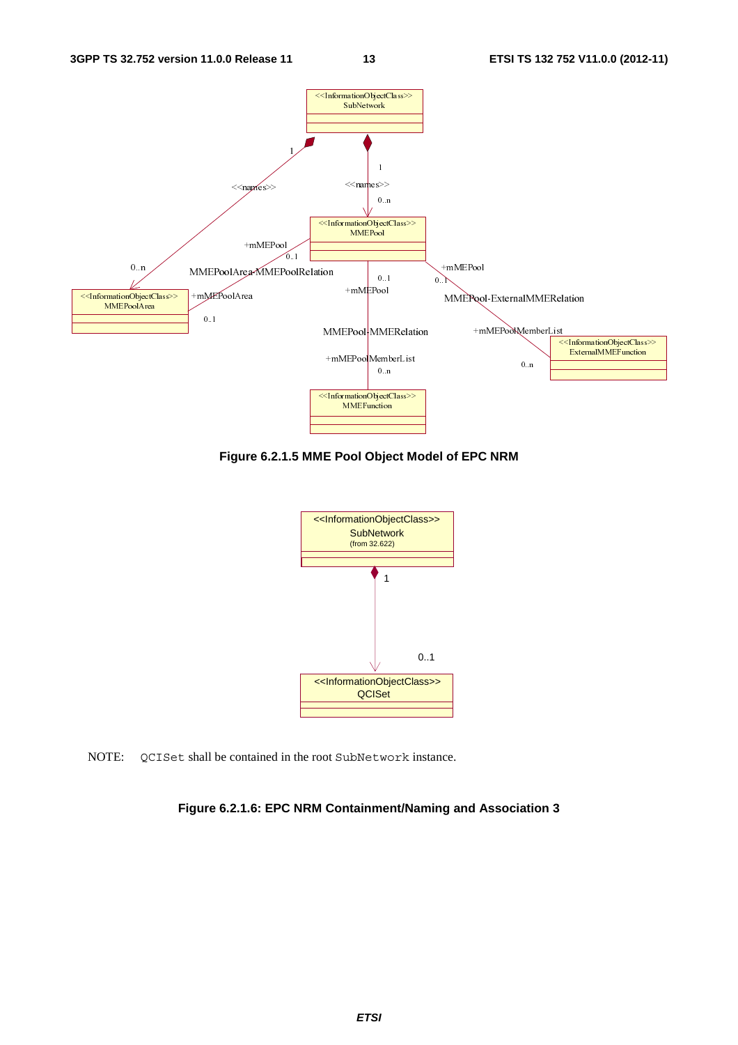<<InformationObjectClass>>
SubNetwork

1

<<names>>

1

<<names>>

0..n

0..n

<<InformationObjectClass>>
MMEPool

+mMEPool

0..1

MMEPoolArea-MMEPoolRelation

+mMEPool

0..1

MMEPool-ExternalMMERelation

<<InformationObjectClass>>
MMEPoolArea

+mMEPoolArea

0..1

0..1

+mMEPool

MMEPool-MMERelation

+mMEPoolMemberList

<<InformationObjectClass>>
ExternalMMEFunction

0..n

+mMEPoolMemberList

0..n

<<InformationObjectClass>>
MMEFunction

**Figure 6.2.1.5 MME Pool Object Model of EPC NRM**

<<InformationObjectClass>>
SubNetwork
(from 32.622)

1

0..1

<<InformationObjectClass>>
QCISet

NOTE: QCISet shall be contained in the root SubNetwork instance.

**Figure 6.2.1.6: EPC NRM Containment/Naming and Association 3**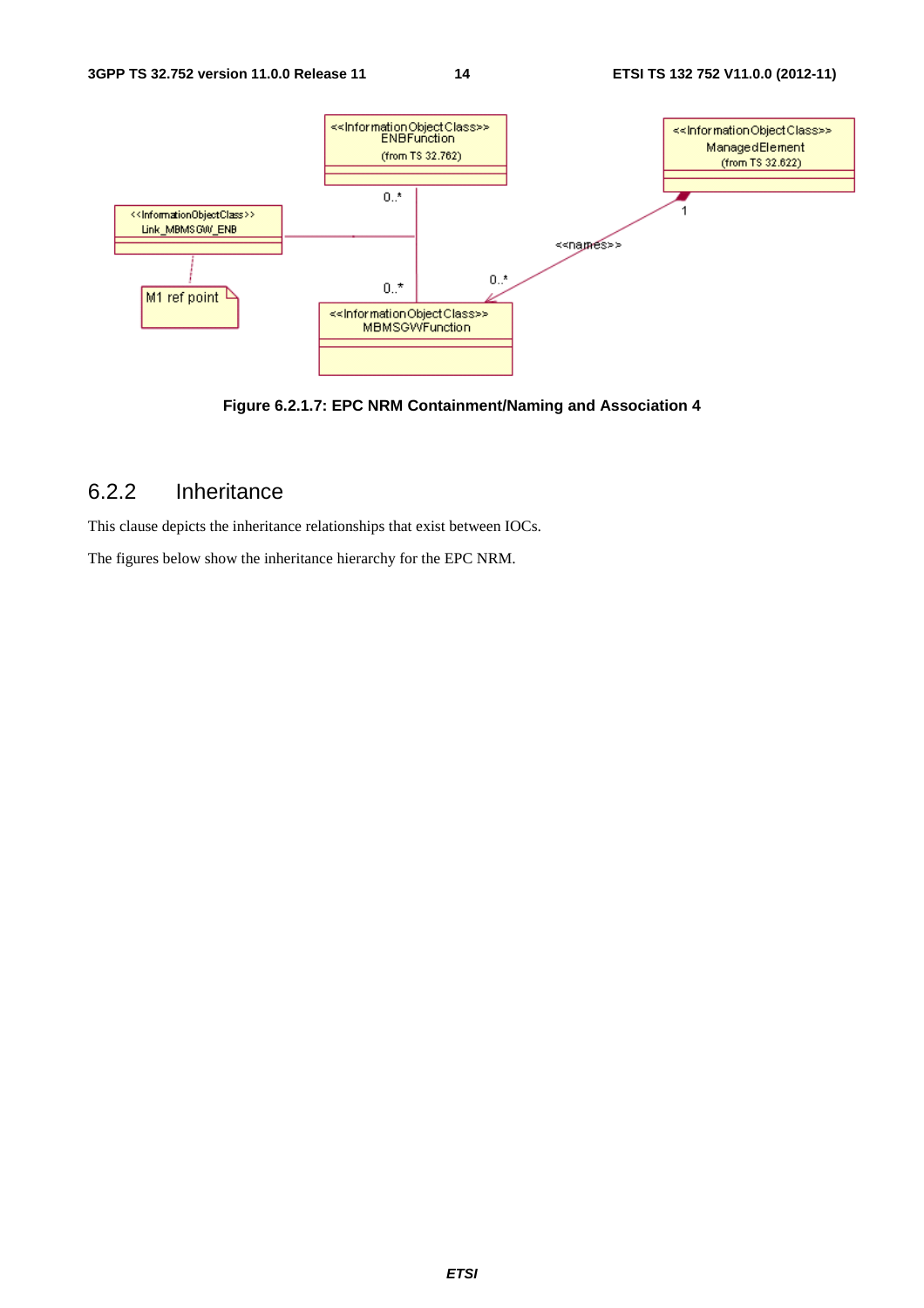<<InformationObjectClass>>
ENBFunction
(from TS 32.762)

<<InformationObjectClass>>
ManagedElement
(from TS 32.622)

<<InformationObjectClass>>
Link_MBMSGW_ENB

M1 ref point

<<names>>

0..*

0..*

0..*

1

<<InformationObjectClass>>
MBMSGWFunction

**Figure 6.2.1.7: EPC NRM Containment/Naming and Association 4**

## 6.2.2 Inheritance

This clause depicts the inheritance relationships that exist between IOCs.

The figures below show the inheritance hierarchy for the EPC NRM.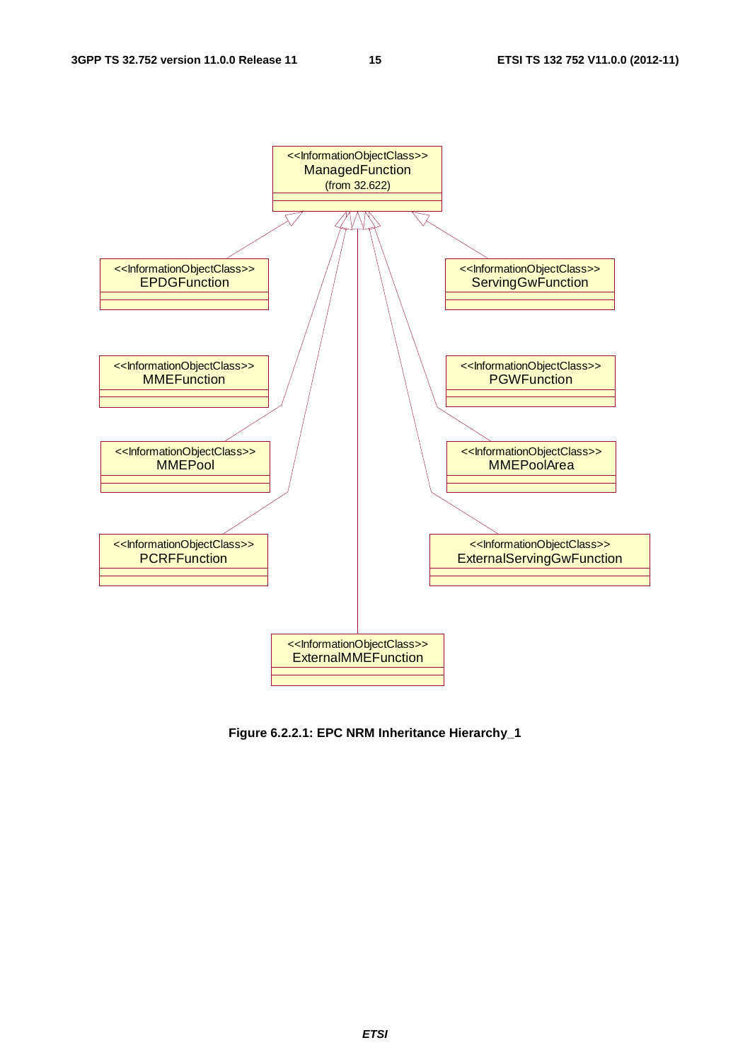<<InformationObjectClass>>
ManagedFunction
(from 32.622)

<<InformationObjectClass>>
EPDGFunction

<<InformationObjectClass>>
ServingGwFunction

<<InformationObjectClass>>
MMEFunction

<<InformationObjectClass>>
PGWFunction

<<InformationObjectClass>>
MMEPool

<<InformationObjectClass>>
MMEPoolArea

<<InformationObjectClass>>
PCRFFunction

<<InformationObjectClass>>
ExternalServingGwFunction

<<InformationObjectClass>>
ExternalMMEFunction

**Figure 6.2.2.1: EPC NRM Inheritance Hierarchy_1**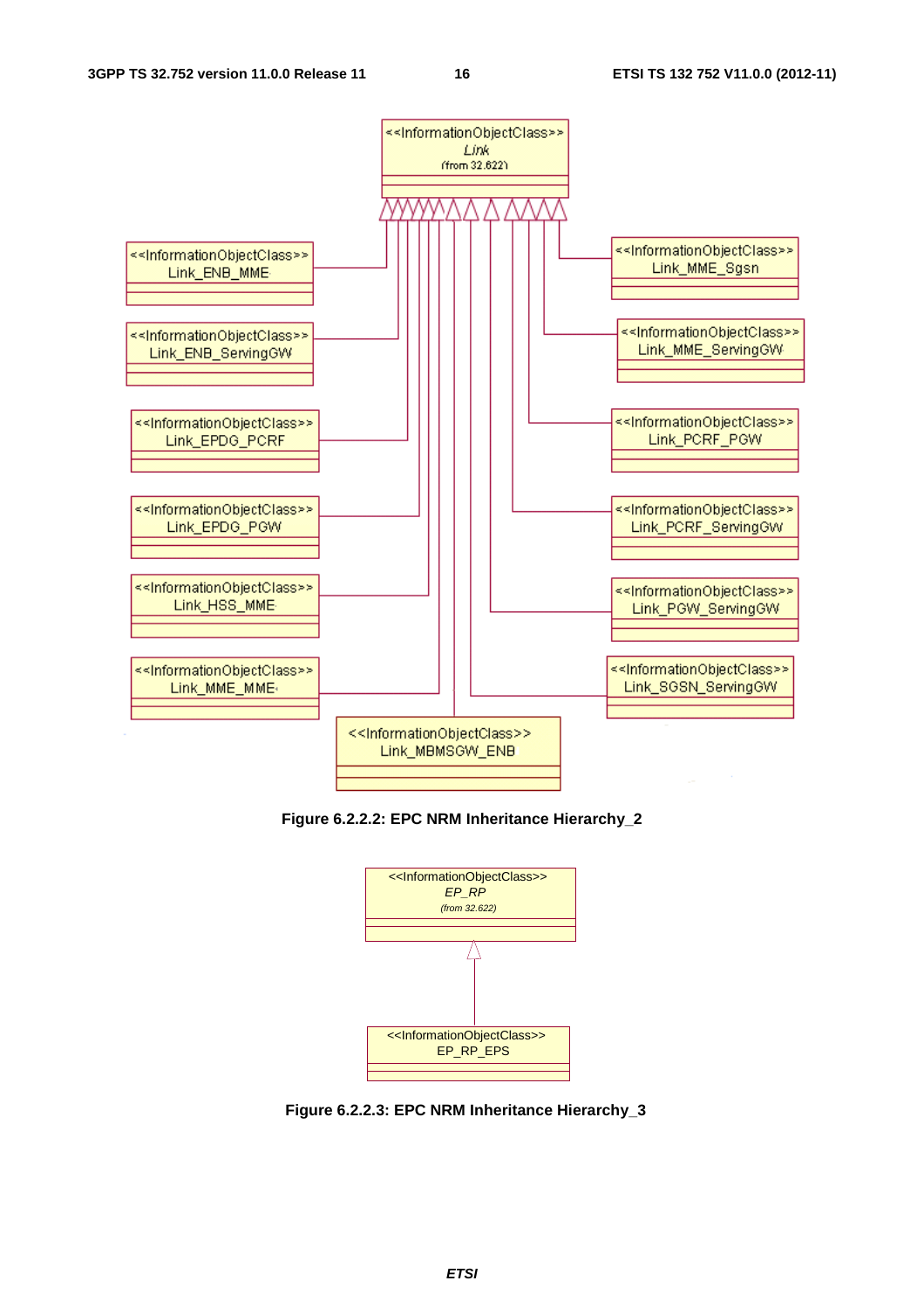<<InformationObjectClass>>
Link
(from 32.622)

<<InformationObjectClass>>
Link_ENB_MME

<<InformationObjectClass>>
Link_ENB_ServingGW

<<InformationObjectClass>>
Link_EPDG_PCRF

<<InformationObjectClass>>
Link_EPDG_PGW

<<InformationObjectClass>>
Link_HSS_MME

<<InformationObjectClass>>
Link_MME_MME

<<InformationObjectClass>>
Link_MBMSGW_ENB

<<InformationObjectClass>>
Link_MME_Sgsn

<<InformationObjectClass>>
Link_MME_ServingGW

<<InformationObjectClass>>
Link_PCRF_PGW

<<InformationObjectClass>>
Link_PCRF_ServingGW

<<InformationObjectClass>>
Link_PGW_ServingGW

<<InformationObjectClass>>
Link_SGSN_ServingGW

**Figure 6.2.2.2: EPC NRM Inheritance Hierarchy_2**

<<InformationObjectClass>>
EP_RP
(from 32.622)

<<InformationObjectClass>>
EP_RP_EPS

**Figure 6.2.2.3: EPC NRM Inheritance Hierarchy_3**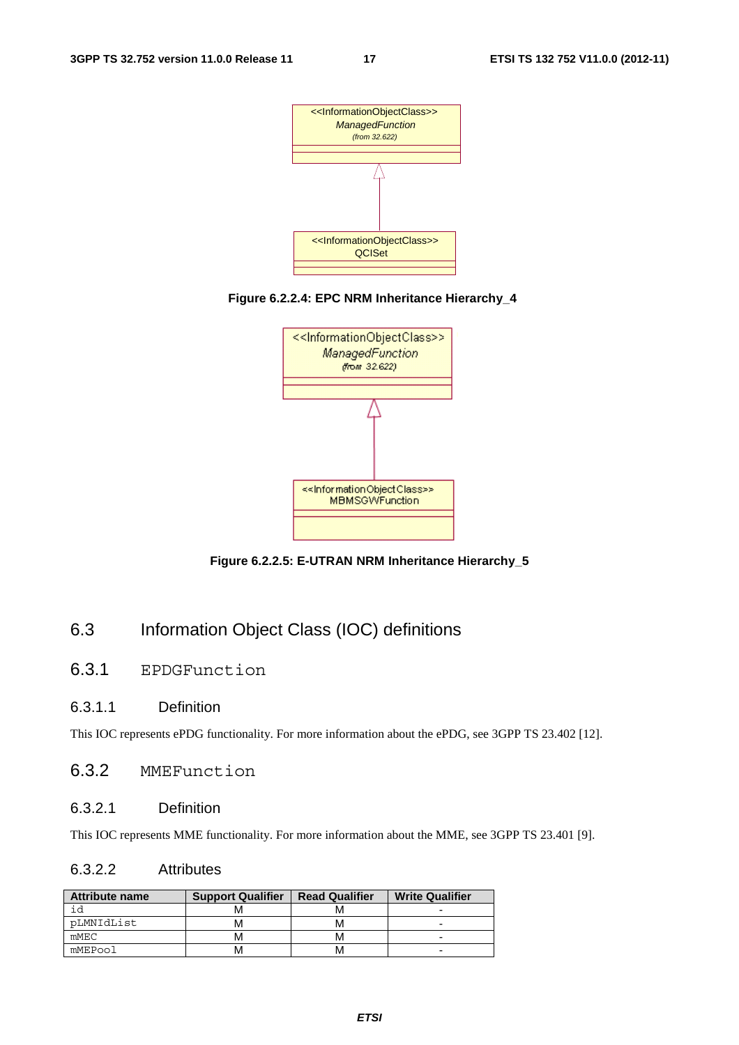<<InformationObjectClass>>
*ManagedFunction*
(from 32.622)

<<InformationObjectClass>>
QCISet

**Figure 6.2.2.4: EPC NRM Inheritance Hierarchy_4**

<<InformationObjectClass>>
*ManagedFunction*
(from 32.622)

<<InformationObjectClass>>
MBMSGWFunction

**Figure 6.2.2.5: E-UTRAN NRM Inheritance Hierarchy_5**

## 6.3 Information Object Class (IOC) definitions

### 6.3.1 EPDGFunction

#### 6.3.1.1 Definition

This IOC represents ePDG functionality. For more information about the ePDG, see 3GPP TS 23.402 [12].

### 6.3.2 MMEFunction

#### 6.3.2.1 Definition

This IOC represents MME functionality. For more information about the MME, see 3GPP TS 23.401 [9].

#### 6.3.2.2 Attributes

| Attribute name | Support Qualifier | Read Qualifier | Write Qualifier |
|---|---|---|---|
| id | M | M | - |
| pLMNIdList | M | M | - |
| mMEC | M | M | - |
| mMEPool | M | M | - |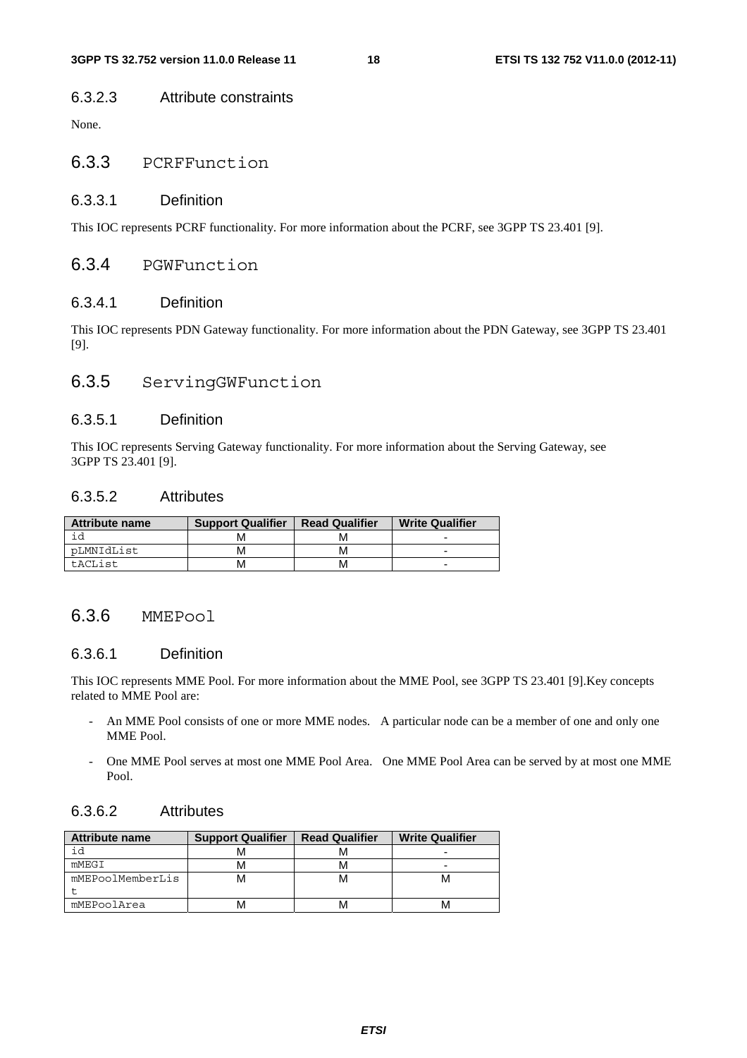#### 6.3.2.3 Attribute constraints

None.

### 6.3.3 PCRFFunction

#### 6.3.3.1 Definition

This IOC represents PCRF functionality. For more information about the PCRF, see 3GPP TS 23.401 [9].

### 6.3.4 PGWFunction

#### 6.3.4.1 Definition

This IOC represents PDN Gateway functionality. For more information about the PDN Gateway, see 3GPP TS 23.401 [9].

### 6.3.5 ServingGWFunction

#### 6.3.5.1 Definition

This IOC represents Serving Gateway functionality. For more information about the Serving Gateway, see 3GPP TS 23.401 [9].

#### 6.3.5.2 Attributes

| Attribute name | Support Qualifier | Read Qualifier | Write Qualifier |
|---|---|---|---|
| id | M | M | - |
| pLMNIdList | M | M | - |
| tACList | M | M | - |

### 6.3.6 MMEPool

#### 6.3.6.1 Definition

This IOC represents MME Pool. For more information about the MME Pool, see 3GPP TS 23.401 [9].Key concepts related to MME Pool are:

- An MME Pool consists of one or more MME nodes. A particular node can be a member of one and only one MME Pool.
- One MME Pool serves at most one MME Pool Area. One MME Pool Area can be served by at most one MME Pool.

#### 6.3.6.2 Attributes

| Attribute name | Support Qualifier | Read Qualifier | Write Qualifier |
|---|---|---|---|
| id | M | M | - |
| mMEGI | M | M | - |
| mMEPoolMemberList | M | M | M |
| mMEPoolArea | M | M | M |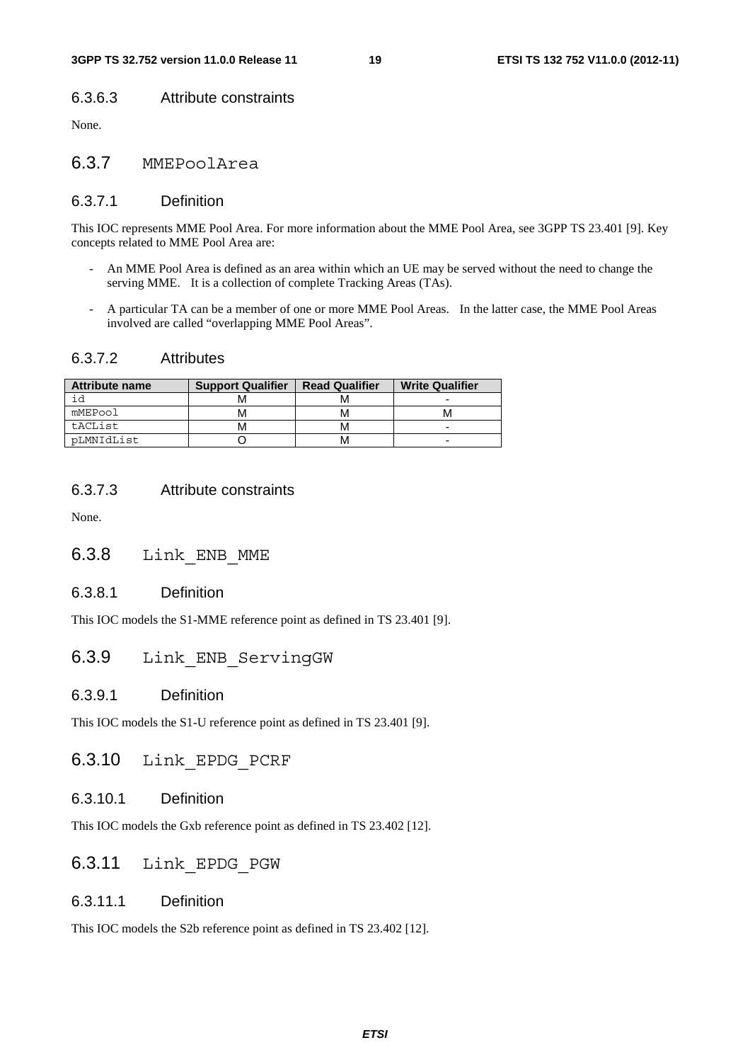#### 6.3.6.3 Attribute constraints

None.

### 6.3.7 MMEPoolArea

#### 6.3.7.1 Definition

This IOC represents MME Pool Area. For more information about the MME Pool Area, see 3GPP TS 23.401 [9]. Key concepts related to MME Pool Area are:

- An MME Pool Area is defined as an area within which an UE may be served without the need to change the serving MME. It is a collection of complete Tracking Areas (TAs).
- A particular TA can be a member of one or more MME Pool Areas. In the latter case, the MME Pool Areas involved are called "overlapping MME Pool Areas".

#### 6.3.7.2 Attributes

| Attribute name | Support Qualifier | Read Qualifier | Write Qualifier |
|---|---|---|---|
| id | M | M | - |
| mMEPool | M | M | M |
| tACList | M | M | - |
| pLMNIdList | O | M | - |

#### 6.3.7.3 Attribute constraints

None.

### 6.3.8 Link_ENB_MME

#### 6.3.8.1 Definition

This IOC models the S1-MME reference point as defined in TS 23.401 [9].

### 6.3.9 Link_ENB_ServingGW

#### 6.3.9.1 Definition

This IOC models the S1-U reference point as defined in TS 23.401 [9].

### 6.3.10 Link_EPDG_PCRF

#### 6.3.10.1 Definition

This IOC models the Gxb reference point as defined in TS 23.402 [12].

### 6.3.11 Link_EPDG_PGW

#### 6.3.11.1 Definition

This IOC models the S2b reference point as defined in TS 23.402 [12].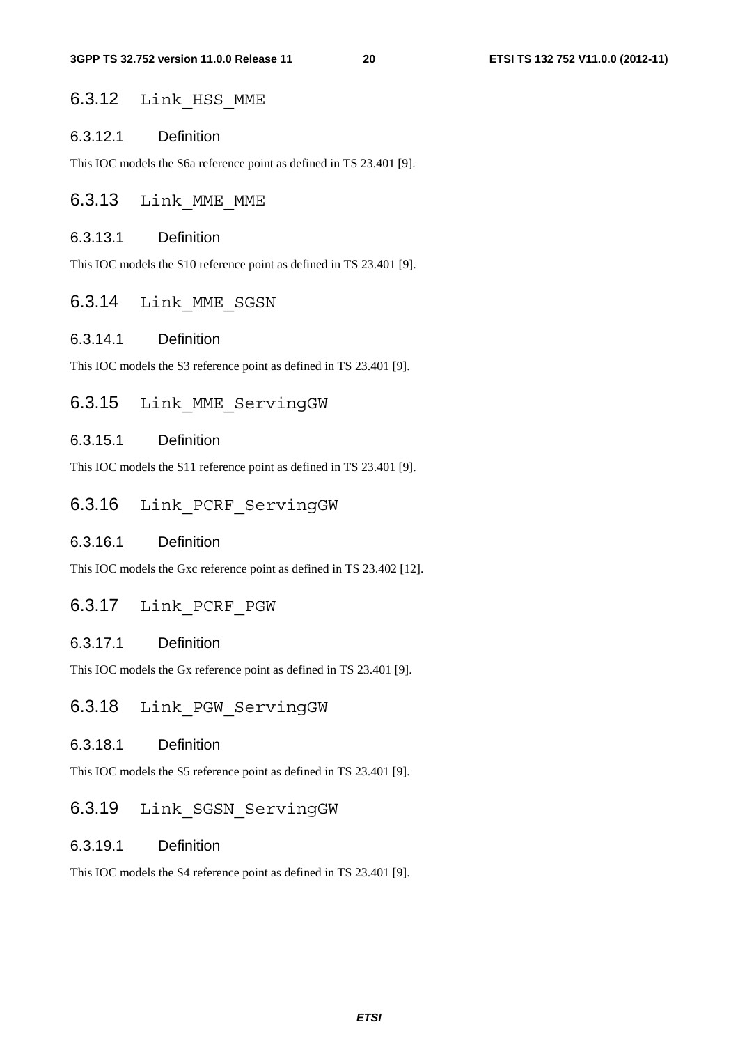### 6.3.12 Link_HSS_MME

#### 6.3.12.1 Definition

This IOC models the S6a reference point as defined in TS 23.401 [9].

### 6.3.13 Link_MME_MME

#### 6.3.13.1 Definition

This IOC models the S10 reference point as defined in TS 23.401 [9].

### 6.3.14 Link_MME_SGSN

#### 6.3.14.1 Definition

This IOC models the S3 reference point as defined in TS 23.401 [9].

### 6.3.15 Link_MME_ServingGW

#### 6.3.15.1 Definition

This IOC models the S11 reference point as defined in TS 23.401 [9].

### 6.3.16 Link_PCRF_ServingGW

#### 6.3.16.1 Definition

This IOC models the Gxc reference point as defined in TS 23.402 [12].

### 6.3.17 Link_PCRF_PGW

#### 6.3.17.1 Definition

This IOC models the Gx reference point as defined in TS 23.401 [9].

### 6.3.18 Link_PGW_ServingGW

#### 6.3.18.1 Definition

This IOC models the S5 reference point as defined in TS 23.401 [9].

### 6.3.19 Link_SGSN_ServingGW

#### 6.3.19.1 Definition

This IOC models the S4 reference point as defined in TS 23.401 [9].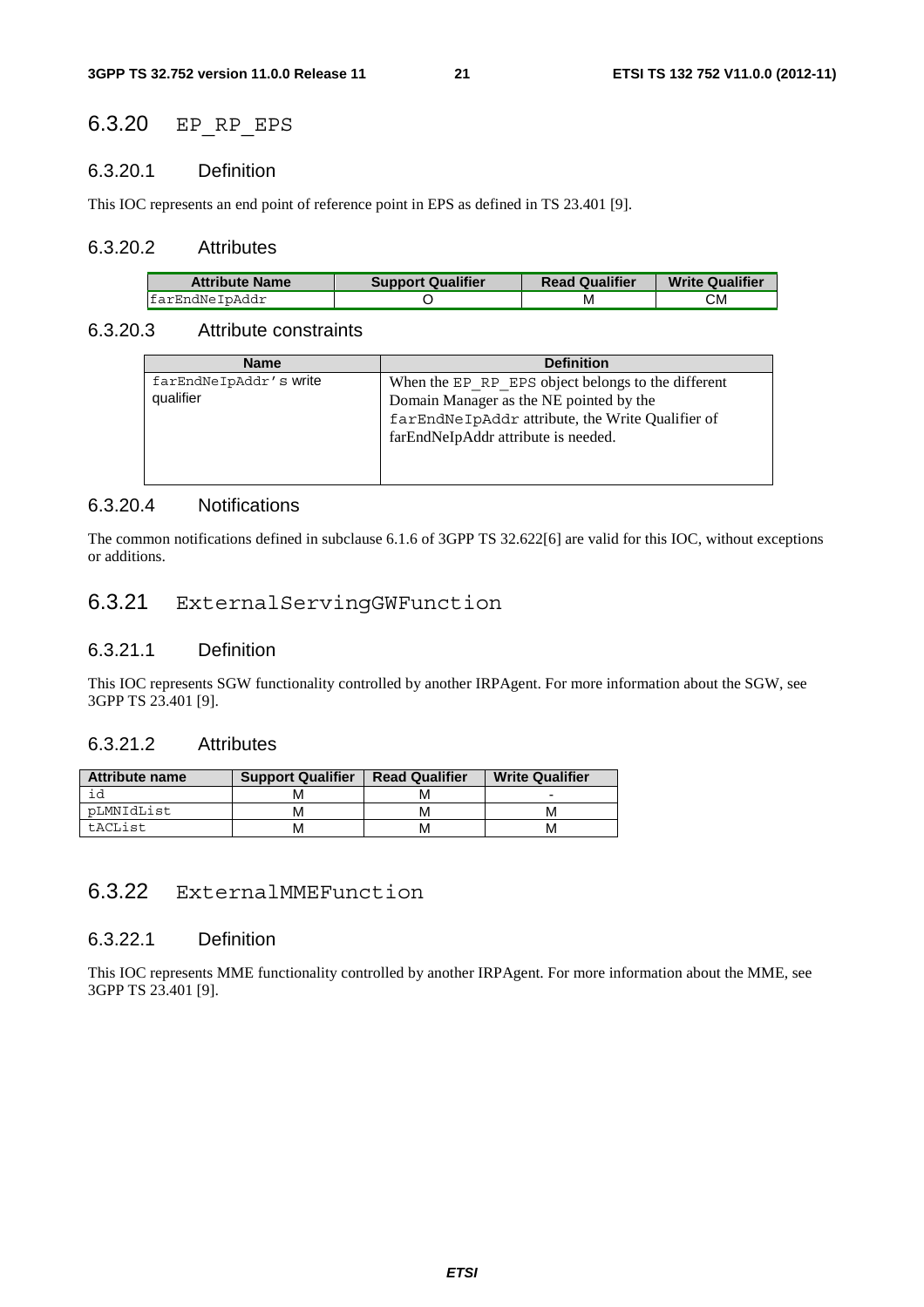### 6.3.20 EP_RP_EPS

#### 6.3.20.1 Definition

This IOC represents an end point of reference point in EPS as defined in TS 23.401 [9].

#### 6.3.20.2 Attributes

| Attribute Name | Support Qualifier | Read Qualifier | Write Qualifier |
| --- | --- | --- | --- |
| farEndNeIpAddr | O | M | CM |

#### 6.3.20.3 Attribute constraints

| Name | Definition |
| --- | --- |
| farEndNeIpAddr's write qualifier | When the EP_RP_EPS object belongs to the different Domain Manager as the NE pointed by the farEndNeIpAddr attribute, the Write Qualifier of farEndNeIpAddr attribute is needed. |

#### 6.3.20.4 Notifications

The common notifications defined in subclause 6.1.6 of 3GPP TS 32.622[6] are valid for this IOC, without exceptions or additions.

### 6.3.21 ExternalServingGWFunction

#### 6.3.21.1 Definition

This IOC represents SGW functionality controlled by another IRPAgent. For more information about the SGW, see 3GPP TS 23.401 [9].

#### 6.3.21.2 Attributes

| Attribute name | Support Qualifier | Read Qualifier | Write Qualifier |
| --- | --- | --- | --- |
| id | M | M | - |
| pLMNIdList | M | M | M |
| tACList | M | M | M |

### 6.3.22 ExternalMMEFunction

#### 6.3.22.1 Definition

This IOC represents MME functionality controlled by another IRPAgent. For more information about the MME, see 3GPP TS 23.401 [9].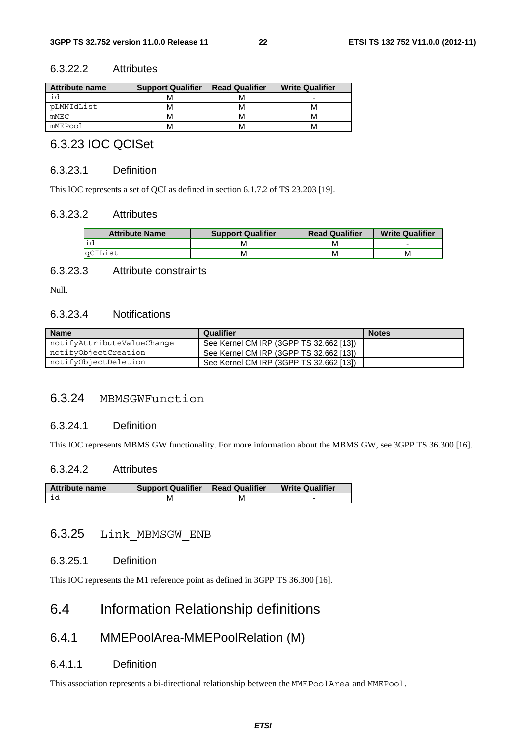#### 6.3.22.2 Attributes

| Attribute name | Support Qualifier | Read Qualifier | Write Qualifier |
|---|---|---|---|
| id | M | M | - |
| pLMNIdList | M | M | M |
| mMEC | M | M | M |
| mMEPool | M | M | M |

### 6.3.23 IOC QCISet

#### 6.3.23.1 Definition

This IOC represents a set of QCI as defined in section 6.1.7.2 of TS 23.203 [19].

#### 6.3.23.2 Attributes

| Attribute Name | Support Qualifier | Read Qualifier | Write Qualifier |
|---|---|---|---|
| id | M | M | - |
| qCIList | M | M | M |

#### 6.3.23.3 Attribute constraints

Null.

#### 6.3.23.4 Notifications

| Name | Qualifier | Notes |
|---|---|---|
| notifyAttributeValueChange | See Kernel CM IRP (3GPP TS 32.662 [13]) | |
| notifyObjectCreation | See Kernel CM IRP (3GPP TS 32.662 [13]) | |
| notifyObjectDeletion | See Kernel CM IRP (3GPP TS 32.662 [13]) | |

### 6.3.24 MBMSGWFunction

#### 6.3.24.1 Definition

This IOC represents MBMS GW functionality. For more information about the MBMS GW, see 3GPP TS 36.300 [16].

#### 6.3.24.2 Attributes

| Attribute name | Support Qualifier | Read Qualifier | Write Qualifier |
|---|---|---|---|
| id | M | M | - |

### 6.3.25 Link_MBMSGW_ENB

#### 6.3.25.1 Definition

This IOC represents the M1 reference point as defined in 3GPP TS 36.300 [16].

## 6.4 Information Relationship definitions

### 6.4.1 MMEPoolArea-MMEPoolRelation (M)

#### 6.4.1.1 Definition

This association represents a bi-directional relationship between the MMEPoolArea and MMEPool.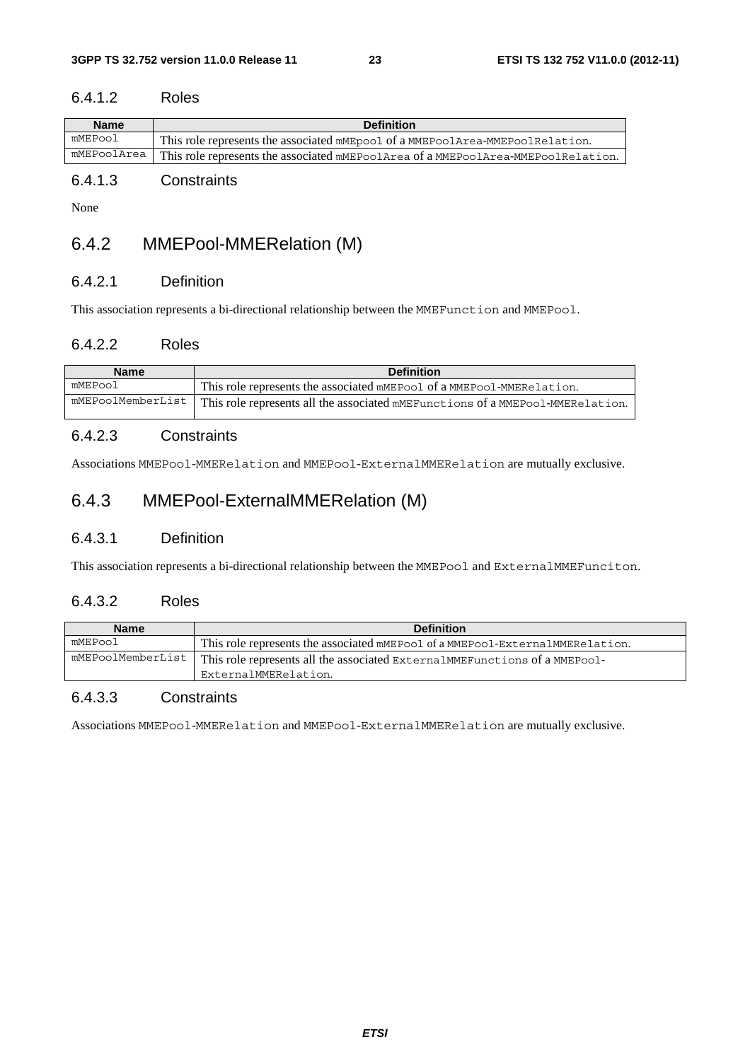### 6.4.1.2 Roles

| Name | Definition |
|---|---|
| mMEPool | This role represents the associated mMEpool of a MMEPoolArea-MMEPoolRelation. |
| mMEPoolArea | This role represents the associated mMEPoolArea of a MMEPoolArea-MMEPoolRelation. |

### 6.4.1.3 Constraints

None

## 6.4.2 MMEPool-MMERelation (M)

### 6.4.2.1 Definition

This association represents a bi-directional relationship between the MMEFunction and MMEPool.

### 6.4.2.2 Roles

| Name | Definition |
|---|---|
| mMEPool | This role represents the associated mMEPool of a MMEPool-MMERelation. |
| mMEPoolMemberList | This role represents all the associated mMEFunctions of a MMEPool-MMERelation. |

### 6.4.2.3 Constraints

Associations MMEPool-MMERelation and MMEPool-ExternalMMERelation are mutually exclusive.

## 6.4.3 MMEPool-ExternalMMERelation (M)

### 6.4.3.1 Definition

This association represents a bi-directional relationship between the MMEPool and ExternalMMEFunciton.

### 6.4.3.2 Roles

| Name | Definition |
|---|---|
| mMEPool | This role represents the associated mMEPool of a MMEPool-ExternalMMERelation. |
| mMEPoolMemberList | This role represents all the associated ExternalMMEFunctions of a MMEPool-ExternalMMERelation. |

### 6.4.3.3 Constraints

Associations MMEPool-MMERelation and MMEPool-ExternalMMERelation are mutually exclusive.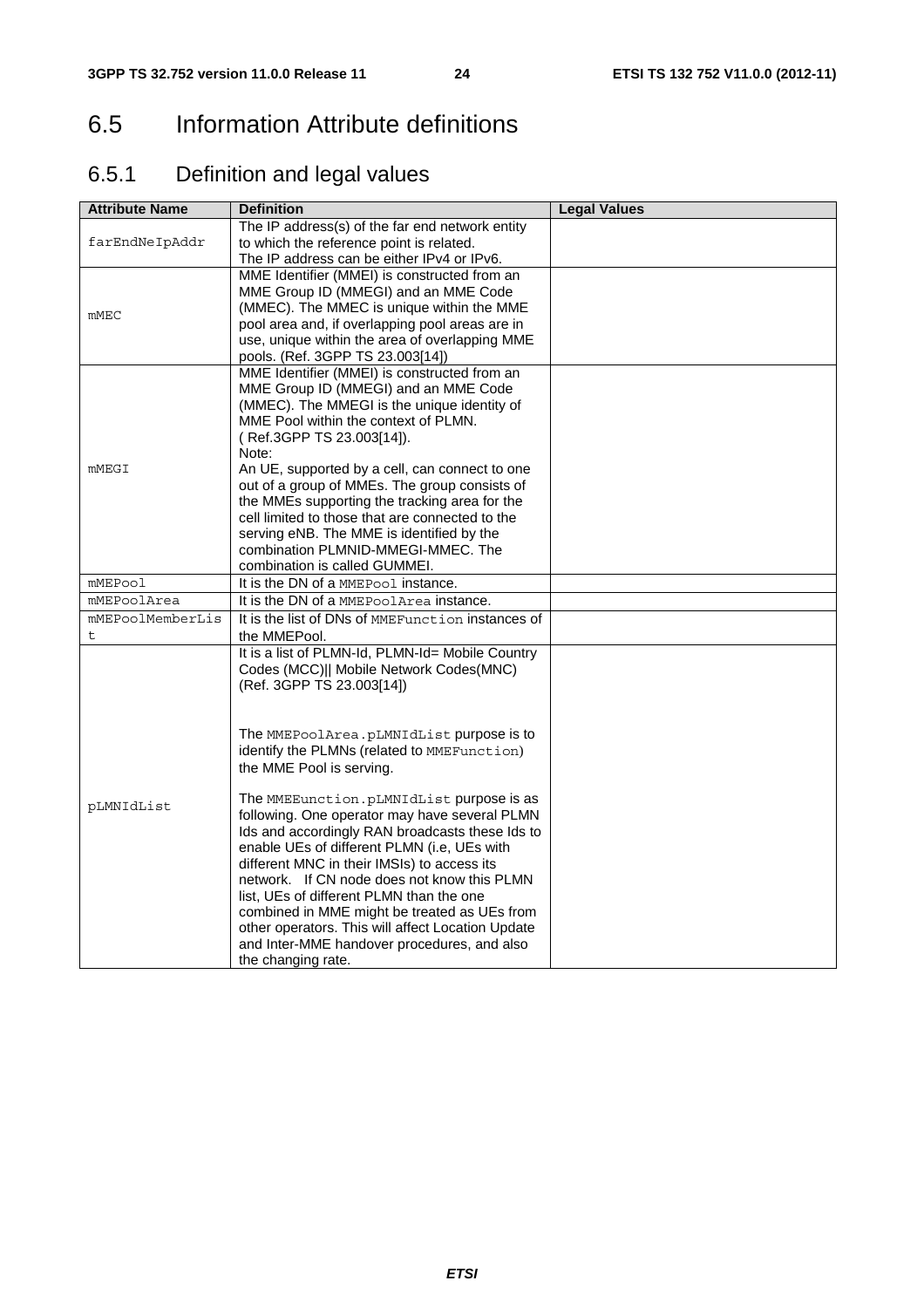# 6.5 Information Attribute definitions

## 6.5.1 Definition and legal values

| Attribute Name | Definition | Legal Values |
|---|---|---|
| farEndNeIpAddr | The IP address(s) of the far end network entity to which the reference point is related.<br>The IP address can be either IPv4 or IPv6. | |
| mMEC | MME Identifier (MMEI) is constructed from an MME Group ID (MMEGI) and an MME Code (MMEC). The MMEC is unique within the MME pool area and, if overlapping pool areas are in use, unique within the area of overlapping MME pools. (Ref. 3GPP TS 23.003[14]) | |
| mMEGI | MME Identifier (MMEI) is constructed from an MME Group ID (MMEGI) and an MME Code (MMEC). The MMEGI is the unique identity of MME Pool within the context of PLMN.<br>( Ref.3GPP TS 23.003[14]).<br>Note:<br>An UE, supported by a cell, can connect to one out of a group of MMEs. The group consists of the MMEs supporting the tracking area for the cell limited to those that are connected to the serving eNB. The MME is identified by the combination PLMNID-MMEGI-MMEC. The combination is called GUMMEI. | |
| mMEPool | It is the DN of a MMEPool instance. | |
| mMEPoolArea | It is the DN of a MMEPoolArea instance. | |
| mMEPoolMemberList | It is the list of DNs of MMEFunction instances of the MMEPool. | |
| pLMNIdList | It is a list of PLMN-Id, PLMN-Id= Mobile Country Codes (MCC)\|\| Mobile Network Codes(MNC) (Ref. 3GPP TS 23.003[14])<br><br>The MMEPoolArea.pLMNIdList purpose is to identify the PLMNs (related to MMEFunction) the MME Pool is serving.<br><br>The MMEEunction.pLMNIdList purpose is as following. One operator may have several PLMN Ids and accordingly RAN broadcasts these Ids to enable UEs of different PLMN (i.e, UEs with different MNC in their IMSIs) to access its network. If CN node does not know this PLMN list, UEs of different PLMN than the one combined in MME might be treated as UEs from other operators. This will affect Location Update and Inter-MME handover procedures, and also the changing rate. | |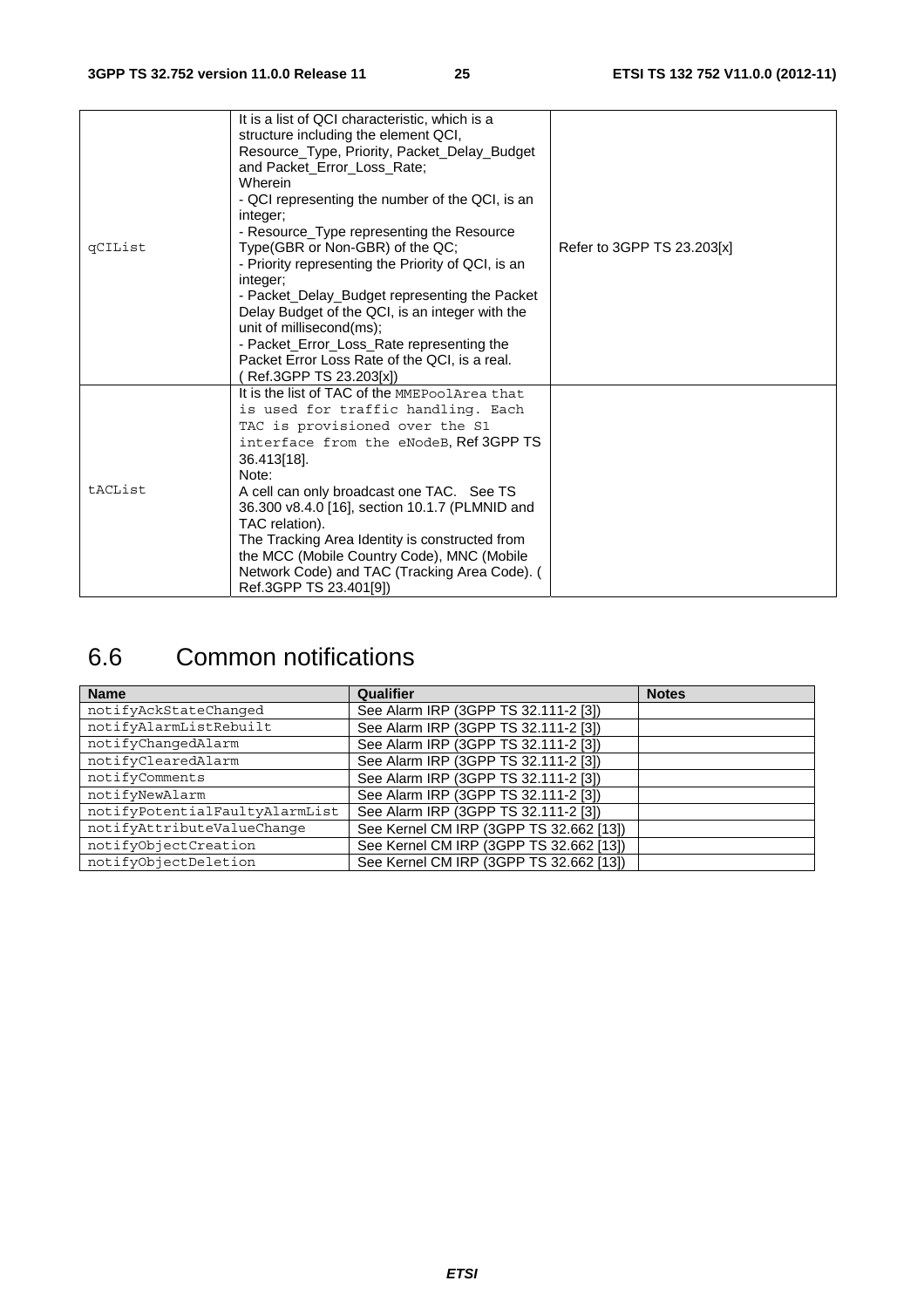| | | |
|---|---|---|
| qCIList | It is a list of QCI characteristic, which is a structure including the element QCI, Resource_Type, Priority, Packet_Delay_Budget and Packet_Error_Loss_Rate;<br>Wherein<br>- QCI representing the number of the QCI, is an integer;<br>- Resource_Type representing the Resource Type(GBR or Non-GBR) of the QC;<br>- Priority representing the Priority of QCI, is an integer;<br>- Packet_Delay_Budget representing the Packet Delay Budget of the QCI, is an integer with the unit of millisecond(ms);<br>- Packet_Error_Loss_Rate representing the Packet Error Loss Rate of the QCI, is a real.<br>( Ref.3GPP TS 23.203[x]) | Refer to 3GPP TS 23.203[x] |
| tACList | It is the list of TAC of the MMEPoolArea that is used for traffic handling. Each TAC is provisioned over the S1 interface from the eNodeB, Ref 3GPP TS 36.413[18].<br>Note:<br>A cell can only broadcast one TAC. See TS 36.300 v8.4.0 [16], section 10.1.7 (PLMNID and TAC relation).<br>The Tracking Area Identity is constructed from the MCC (Mobile Country Code), MNC (Mobile Network Code) and TAC (Tracking Area Code). ( Ref.3GPP TS 23.401[9]) | |

# 6.6 Common notifications

| Name | Qualifier | Notes |
|---|---|---|
| notifyAckStateChanged | See Alarm IRP (3GPP TS 32.111-2 [3]) | |
| notifyAlarmListRebuilt | See Alarm IRP (3GPP TS 32.111-2 [3]) | |
| notifyChangedAlarm | See Alarm IRP (3GPP TS 32.111-2 [3]) | |
| notifyClearedAlarm | See Alarm IRP (3GPP TS 32.111-2 [3]) | |
| notifyComments | See Alarm IRP (3GPP TS 32.111-2 [3]) | |
| notifyNewAlarm | See Alarm IRP (3GPP TS 32.111-2 [3]) | |
| notifyPotentialFaultyAlarmList | See Alarm IRP (3GPP TS 32.111-2 [3]) | |
| notifyAttributeValueChange | See Kernel CM IRP (3GPP TS 32.662 [13]) | |
| notifyObjectCreation | See Kernel CM IRP (3GPP TS 32.662 [13]) | |
| notifyObjectDeletion | See Kernel CM IRP (3GPP TS 32.662 [13]) | |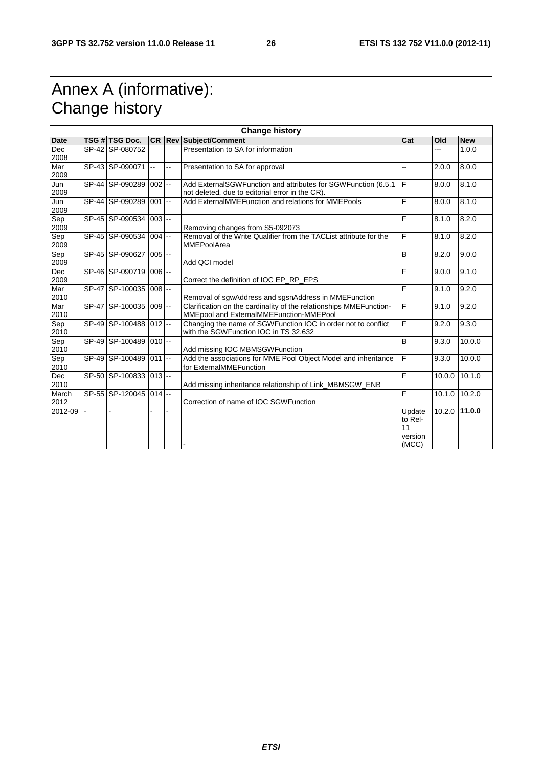# Annex A (informative): Change history

| Change history | | | | | | | | |
|---|---|---|---|---|---|---|---|---|
| **Date** | **TSG #** | **TSG Doc.** | **CR** | **Rev** | **Subject/Comment** | **Cat** | **Old** | **New** |
| Dec 2008 | SP-42 | SP-080752 | | | Presentation to SA for information | | --- | 1.0.0 |
| Mar 2009 | SP-43 | SP-090071 | -- | -- | Presentation to SA for approval | -- | 2.0.0 | 8.0.0 |
| Jun 2009 | SP-44 | SP-090289 | 002 | -- | Add ExternalSGWFunction and attributes for SGWFunction (6.5.1 not deleted, due to editorial error in the CR). | F | 8.0.0 | 8.1.0 |
| Jun 2009 | SP-44 | SP-090289 | 001 | -- | Add ExternalMMEFunction and relations for MMEPools | F | 8.0.0 | 8.1.0 |
| Sep 2009 | SP-45 | SP-090534 | 003 | -- | Removing changes from S5-092073 | F | 8.1.0 | 8.2.0 |
| Sep 2009 | SP-45 | SP-090534 | 004 | -- | Removal of the Write Qualifier from the TACList attribute for the MMEPoolArea | F | 8.1.0 | 8.2.0 |
| Sep 2009 | SP-45 | SP-090627 | 005 | -- | Add QCI model | B | 8.2.0 | 9.0.0 |
| Dec 2009 | SP-46 | SP-090719 | 006 | -- | Correct the definition of IOC EP_RP_EPS | F | 9.0.0 | 9.1.0 |
| Mar 2010 | SP-47 | SP-100035 | 008 | -- | Removal of sgwAddress and sgsnAddress in MMEFunction | F | 9.1.0 | 9.2.0 |
| Mar 2010 | SP-47 | SP-100035 | 009 | -- | Clarification on the cardinality of the relationships MMEFunction-MMEpool and ExternalMMEFunction-MMEPool | F | 9.1.0 | 9.2.0 |
| Sep 2010 | SP-49 | SP-100488 | 012 | -- | Changing the name of SGWFunction IOC in order not to conflict with the SGWFunction IOC in TS 32.632 | F | 9.2.0 | 9.3.0 |
| Sep 2010 | SP-49 | SP-100489 | 010 | -- | Add missing IOC MBMSGWFunction | B | 9.3.0 | 10.0.0 |
| Sep 2010 | SP-49 | SP-100489 | 011 | -- | Add the associations for MME Pool Object Model and inheritance for ExternalMMEFunction | F | 9.3.0 | 10.0.0 |
| Dec 2010 | SP-50 | SP-100833 | 013 | -- | Add missing inheritance relationship of Link_MBMSGW_ENB | F | 10.0.0 | 10.1.0 |
| March 2012 | SP-55 | SP-120045 | 014 | -- | Correction of name of IOC SGWFunction | F | 10.1.0 | 10.2.0 |
| 2012-09 | - | - | - | - | - | Update to Rel-11 version (MCC) | 10.2.0 | **11.0.0** |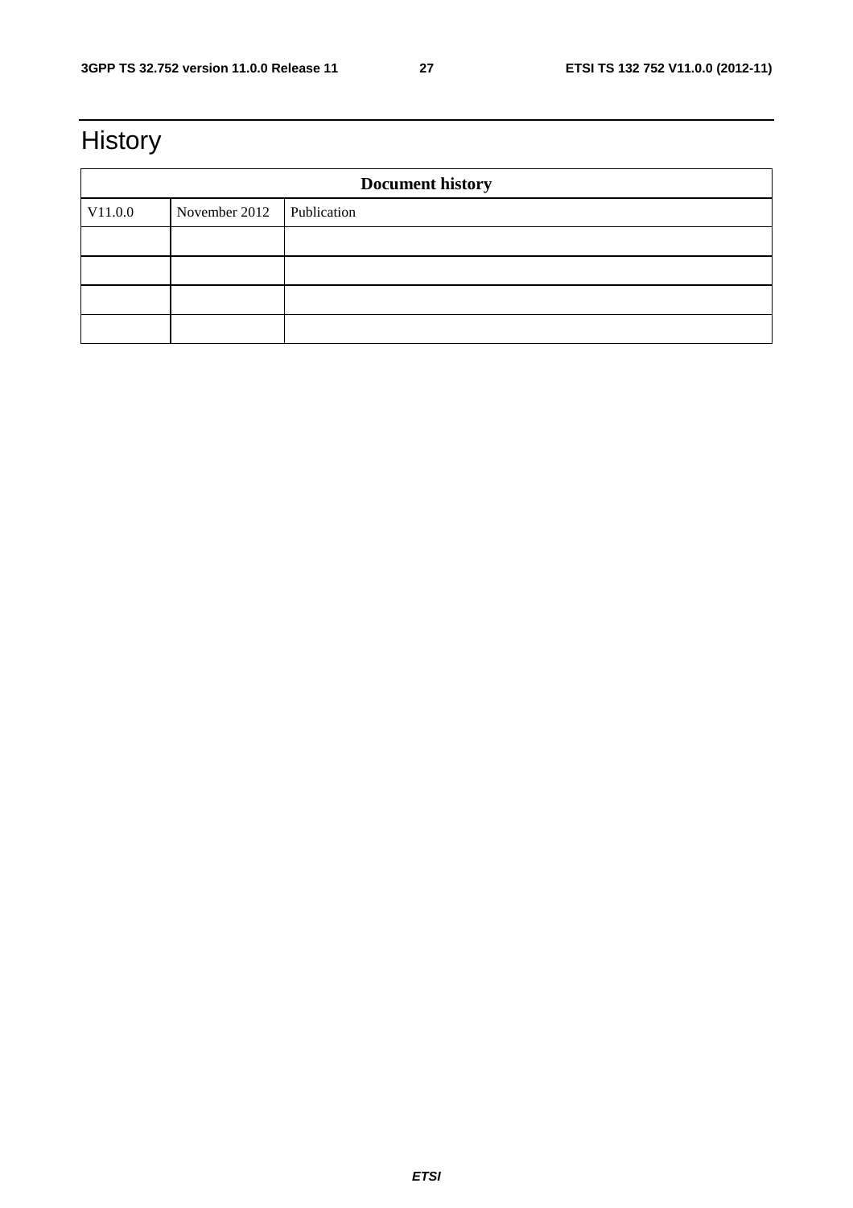# History

| Document history | | |
|---|---|---|
| V11.0.0 | November 2012 | Publication |
| | | |
| | | |
| | | |
| | | |